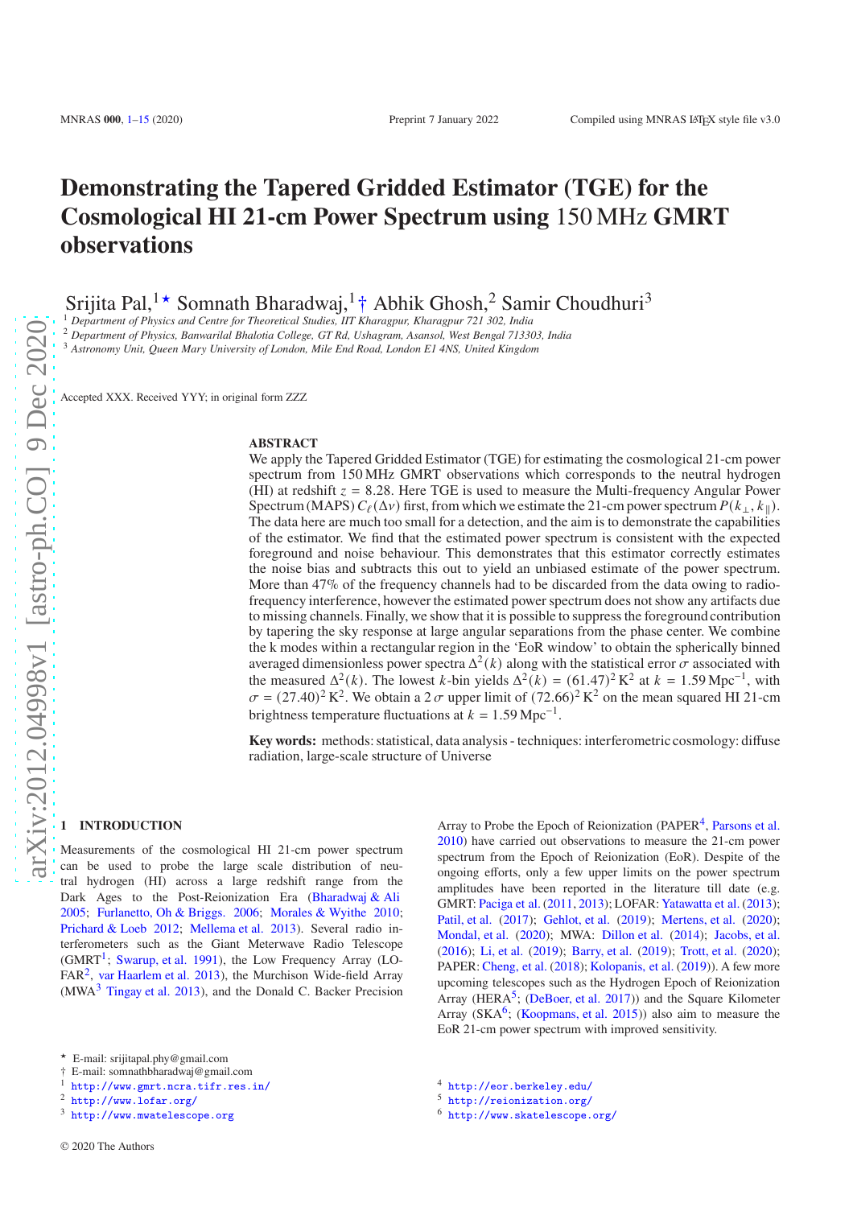# Demonstrating the Tapered Gridded Estimator (TGE) for the Cosmological HI 21-cm Power Spectrum using 150 MHz GMRT observations

Srijita Pal,[1⋆] Somnath Bharadwaj,[1†] Abhik Ghosh,[2] Samir Choudhuri[3]

[1] Department of Physics and Centre for Theoretical Studies, IIT Kharagpur, Kharagpur 721 302, India
[2] Department of Physics, Banwarilal Bhalotia College, GT Rd, Ushagram, Asansol, West Bengal 713303, India
[3] Astronomy Unit, Queen Mary University of London, Mile End Road, London E1 4NS, United Kingdom

Accepted XXX. Received YYY; in original form ZZZ

## ABSTRACT

We apply the Tapered Gridded Estimator (TGE) for estimating the cosmological 21-cm power spectrum from 150 MHz GMRT observations which corresponds to the neutral hydrogen (HI) at redshift $z = 8.28$. Here TGE is used to measure the Multi-frequency Angular Power Spectrum (MAPS) $C_\ell(\Delta\nu)$ first, from which we estimate the 21-cm power spectrum $P(k_\perp, k_\parallel)$. The data here are much too small for a detection, and the aim is to demonstrate the capabilities of the estimator. We find that the estimated power spectrum is consistent with the expected foreground and noise behaviour. This demonstrates that this estimator correctly estimates the noise bias and subtracts this out to yield an unbiased estimate of the power spectrum. More than 47% of the frequency channels had to be discarded from the data owing to radio-frequency interference, however the estimated power spectrum does not show any artifacts due to missing channels. Finally, we show that it is possible to suppress the foreground contribution by tapering the sky response at large angular separations from the phase center. We combine the k modes within a rectangular region in the 'EoR window' to obtain the spherically binned averaged dimensionless power spectra $\Delta^2(k)$ along with the statistical error $\sigma$ associated with the measured $\Delta^2(k)$. The lowest $k$-bin yields $\Delta^2(k) = (61.47)^2\,\mathrm{K}^2$ at $k = 1.59\,\mathrm{Mpc}^{-1}$, with $\sigma = (27.40)^2\,\mathrm{K}^2$. We obtain a $2\,\sigma$ upper limit of $(72.66)^2\,\mathrm{K}^2$ on the mean squared HI 21-cm brightness temperature fluctuations at $k = 1.59\,\mathrm{Mpc}^{-1}$.

**Key words:** methods: statistical, data analysis - techniques: interferometric cosmology: diffuse radiation, large-scale structure of Universe

## 1 INTRODUCTION

Measurements of the cosmological HI 21-cm power spectrum can be used to probe the large scale distribution of neutral hydrogen (HI) across a large redshift range from the Dark Ages to the Post-Reionization Era (Bharadwaj & Ali 2005; Furlanetto, Oh & Briggs. 2006; Morales & Wyithe 2010; Prichard & Loeb 2012; Mellema et al. 2013). Several radio interferometers such as the Giant Meterwave Radio Telescope (GMRT[1]; Swarup, et al. 1991), the Low Frequency Array (LOFAR[2], var Haarlem et al. 2013), the Murchison Wide-field Array (MWA[3] Tingay et al. 2013), and the Donald C. Backer Precision Array to Probe the Epoch of Reionization (PAPER[4], Parsons et al. 2010) have carried out observations to measure the 21-cm power spectrum from the Epoch of Reionization (EoR). Despite of the ongoing efforts, only a few upper limits on the power spectrum amplitudes have been reported in the literature till date (e.g. GMRT: Paciga et al. (2011, 2013); LOFAR: Yatawatta et al. (2013); Patil, et al. (2017); Gehlot, et al. (2019); Mertens, et al. (2020); Mondal, et al. (2020); MWA: Dillon et al. (2014); Jacobs, et al. (2016); Li, et al. (2019); Barry, et al. (2019); Trott, et al. (2020); PAPER: Cheng, et al. (2018); Kolopanis, et al. (2019)). A few more upcoming telescopes such as the Hydrogen Epoch of Reionization Array (HERA[5]; (DeBoer, et al. 2017)) and the Square Kilometer Array (SKA[6]; (Koopmans, et al. 2015)) also aim to measure the EoR 21-cm power spectrum with improved sensitivity.

⋆ E-mail: srijitapal.phy@gmail.com
† E-mail: somnathbharadwaj@gmail.com
[1] http://www.gmrt.ncra.tifr.res.in/
[2] http://www.lofar.org/
[3] http://www.mwatelescope.org
[4] http://eor.berkeley.edu/
[5] http://reionization.org/
[6] http://www.skatelescope.org/

© 2020 The Authors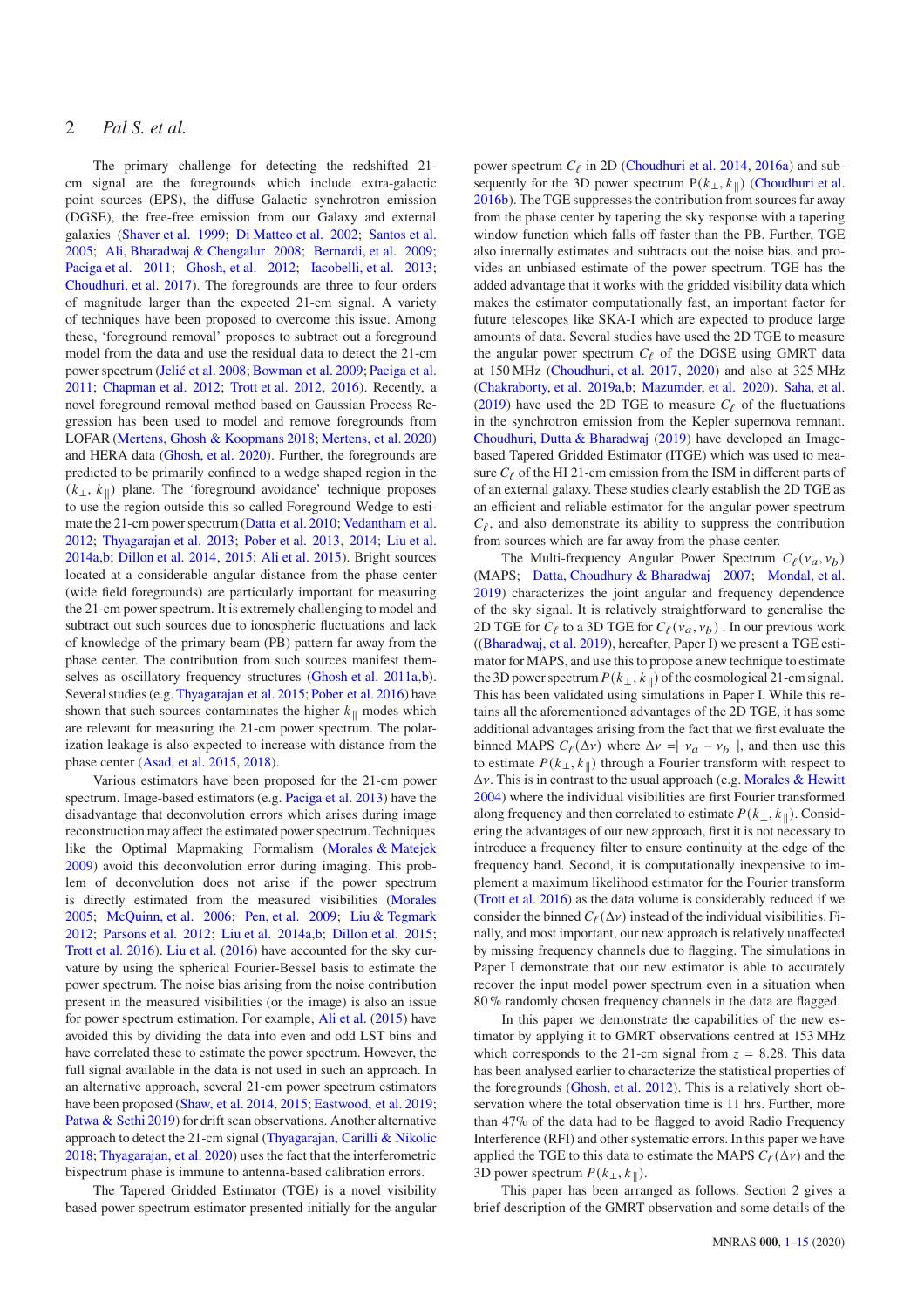The primary challenge for detecting the redshifted 21-cm signal are the foregrounds which include extra-galactic point sources (EPS), the diffuse Galactic synchrotron emission (DGSE), the free-free emission from our Galaxy and external galaxies (Shaver et al. 1999; Di Matteo et al. 2002; Santos et al. 2005; Ali, Bharadwaj & Chengalur 2008; Bernardi, et al. 2009; Paciga et al. 2011; Ghosh, et al. 2012; Iacobelli, et al. 2013; Choudhuri, et al. 2017). The foregrounds are three to four orders of magnitude larger than the expected 21-cm signal. A variety of techniques have been proposed to overcome this issue. Among these, 'foreground removal' proposes to subtract out a foreground model from the data and use the residual data to detect the 21-cm power spectrum (Jelić et al. 2008; Bowman et al. 2009; Paciga et al. 2011; Chapman et al. 2012; Trott et al. 2012, 2016). Recently, a novel foreground removal method based on Gaussian Process Regression has been used to model and remove foregrounds from LOFAR (Mertens, Ghosh & Koopmans 2018; Mertens, et al. 2020) and HERA data (Ghosh, et al. 2020). Further, the foregrounds are predicted to be primarily confined to a wedge shaped region in the $(k_{\perp}, k_{\parallel})$ plane. The 'foreground avoidance' technique proposes to use the region outside this so called Foreground Wedge to estimate the 21-cm power spectrum (Datta et al. 2010; Vedantham et al. 2012; Thyagarajan et al. 2013; Pober et al. 2013, 2014; Liu et al. 2014a,b; Dillon et al. 2014, 2015; Ali et al. 2015). Bright sources located at a considerable angular distance from the phase center (wide field foregrounds) are particularly important for measuring the 21-cm power spectrum. It is extremely challenging to model and subtract out such sources due to ionospheric fluctuations and lack of knowledge of the primary beam (PB) pattern far away from the phase center. The contribution from such sources manifest themselves as oscillatory frequency structures (Ghosh et al. 2011a,b). Several studies (e.g. Thyagarajan et al. 2015; Pober et al. 2016) have shown that such sources contaminates the higher $k_{\parallel}$ modes which are relevant for measuring the 21-cm power spectrum. The polarization leakage is also expected to increase with distance from the phase center (Asad, et al. 2015, 2018).

Various estimators have been proposed for the 21-cm power spectrum. Image-based estimators (e.g. Paciga et al. 2013) have the disadvantage that deconvolution errors which arises during image reconstruction may affect the estimated power spectrum. Techniques like the Optimal Mapmaking Formalism (Morales & Matejek 2009) avoid this deconvolution error during imaging. This problem of deconvolution does not arise if the power spectrum is directly estimated from the measured visibilities (Morales 2005; McQuinn, et al. 2006; Pen, et al. 2009; Liu & Tegmark 2012; Parsons et al. 2012; Liu et al. 2014a,b; Dillon et al. 2015; Trott et al. 2016). Liu et al. (2016) have accounted for the sky curvature by using the spherical Fourier-Bessel basis to estimate the power spectrum. The noise bias arising from the noise contribution present in the measured visibilities (or the image) is also an issue for power spectrum estimation. For example, Ali et al. (2015) have avoided this by dividing the data into even and odd LST bins and have correlated these to estimate the power spectrum. However, the full signal available in the data is not used in such an approach. In an alternative approach, several 21-cm power spectrum estimators have been proposed (Shaw, et al. 2014, 2015; Eastwood, et al. 2019; Patwa & Sethi 2019) for drift scan observations. Another alternative approach to detect the 21-cm signal (Thyagarajan, Carilli & Nikolic 2018; Thyagarajan, et al. 2020) uses the fact that the interferometric bispectrum phase is immune to antenna-based calibration errors.

The Tapered Gridded Estimator (TGE) is a novel visibility based power spectrum estimator presented initially for the angular power spectrum $C_{\ell}$ in 2D (Choudhuri et al. 2014, 2016a) and subsequently for the 3D power spectrum $\mathrm{P}(k_{\perp}, k_{\parallel})$ (Choudhuri et al. 2016b). The TGE suppresses the contribution from sources far away from the phase center by tapering the sky response with a tapering window function which falls off faster than the PB. Further, TGE also internally estimates and subtracts out the noise bias, and provides an unbiased estimate of the power spectrum. TGE has the added advantage that it works with the gridded visibility data which makes the estimator computationally fast, an important factor for future telescopes like SKA-I which are expected to produce large amounts of data. Several studies have used the 2D TGE to measure the angular power spectrum $C_{\ell}$ of the DGSE using GMRT data at 150 MHz (Choudhuri, et al. 2017, 2020) and also at 325 MHz (Chakraborty, et al. 2019a,b; Mazumder, et al. 2020). Saha, et al. (2019) have used the 2D TGE to measure $C_{\ell}$ of the fluctuations in the synchrotron emission from the Kepler supernova remnant. Choudhuri, Dutta & Bharadwaj (2019) have developed an Image-based Tapered Gridded Estimator (ITGE) which was used to measure $C_{\ell}$ of the HI 21-cm emission from the ISM in different parts of an external galaxy. These studies clearly establish the 2D TGE as an efficient and reliable estimator for the angular power spectrum $C_{\ell}$, and also demonstrate its ability to suppress the contribution from sources which are far away from the phase center.

The Multi-frequency Angular Power Spectrum $C_{\ell}(\nu_a, \nu_b)$ (MAPS; Datta, Choudhury & Bharadwaj 2007; Mondal, et al. 2019) characterizes the joint angular and frequency dependence of the sky signal. It is relatively straightforward to generalise the 2D TGE for $C_{\ell}$ to a 3D TGE for $C_{\ell}(\nu_a, \nu_b)$ . In our previous work ((Bharadwaj, et al. 2019), hereafter, Paper I) we present a TGE estimator for MAPS, and use this to propose a new technique to estimate the 3D power spectrum $P(k_{\perp}, k_{\parallel})$ of the cosmological 21-cm signal. This has been validated using simulations in Paper I. While this retains all the aforementioned advantages of the 2D TGE, it has some additional advantages arising from the fact that we first evaluate the binned MAPS $C_{\ell}(\Delta\nu)$ where $\Delta\nu = \mid \nu_a - \nu_b \mid$, and then use this to estimate $P(k_{\perp}, k_{\parallel})$ through a Fourier transform with respect to $\Delta\nu$. This is in contrast to the usual approach (e.g. Morales & Hewitt 2004) where the individual visibilities are first Fourier transformed along frequency and then correlated to estimate $P(k_{\perp}, k_{\parallel})$. Considering the advantages of our new approach, first it is not necessary to introduce a frequency filter to ensure continuity at the edge of the frequency band. Second, it is computationally inexpensive to implement a maximum likelihood estimator for the Fourier transform (Trott et al. 2016) as the data volume is considerably reduced if we consider the binned $C_{\ell}(\Delta\nu)$ instead of the individual visibilities. Finally, and most important, our new approach is relatively unaffected by missing frequency channels due to flagging. The simulations in Paper I demonstrate that our new estimator is able to accurately recover the input model power spectrum even in a situation when 80 % randomly chosen frequency channels in the data are flagged.

In this paper we demonstrate the capabilities of the new estimator by applying it to GMRT observations centred at 153 MHz which corresponds to the 21-cm signal from $z = 8.28$. This data has been analysed earlier to characterize the statistical properties of the foregrounds (Ghosh, et al. 2012). This is a relatively short observation where the total observation time is 11 hrs. Further, more than 47% of the data had to be flagged to avoid Radio Frequency Interference (RFI) and other systematic errors. In this paper we have applied the TGE to this data to estimate the MAPS $C_{\ell}(\Delta\nu)$ and the 3D power spectrum $P(k_{\perp}, k_{\parallel})$.

This paper has been arranged as follows. Section 2 gives a brief description of the GMRT observation and some details of the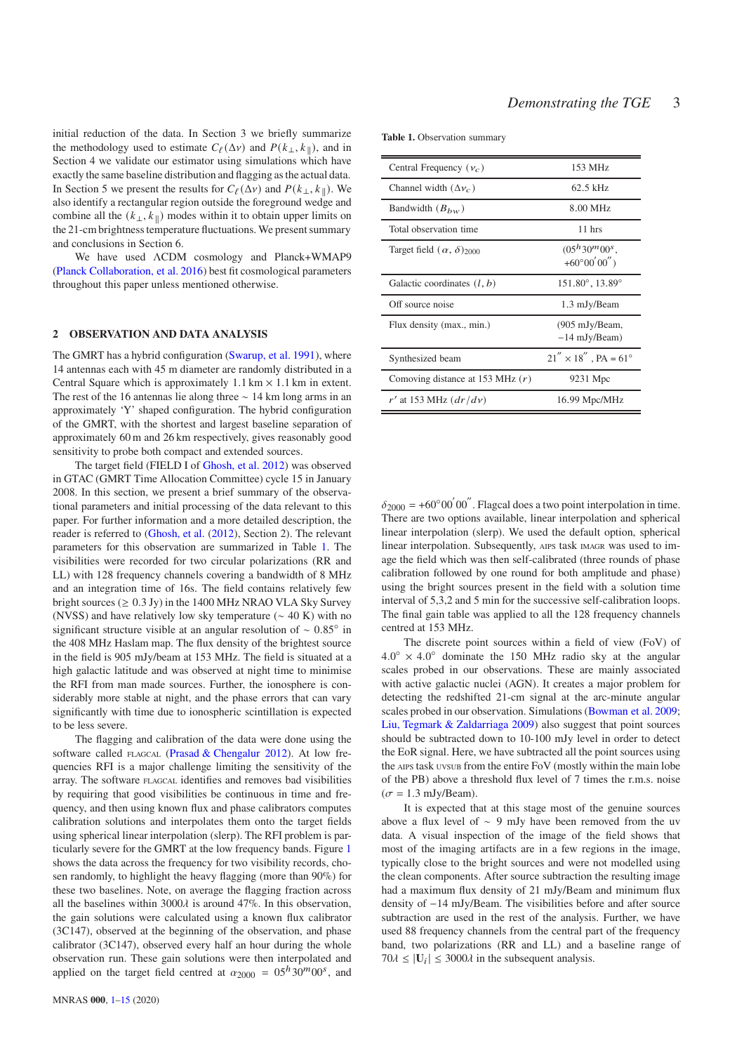initial reduction of the data. In Section 3 we briefly summarize the methodology used to estimate $C_\ell(\Delta\nu)$ and $P(k_\perp, k_\parallel)$, and in Section 4 we validate our estimator using simulations which have exactly the same baseline distribution and flagging as the actual data. In Section 5 we present the results for $C_\ell(\Delta\nu)$ and $P(k_\perp, k_\parallel)$. We also identify a rectangular region outside the foreground wedge and combine all the $(k_\perp, k_\parallel)$ modes within it to obtain upper limits on the 21-cm brightness temperature fluctuations. We present summary and conclusions in Section 6.

We have used ΛCDM cosmology and Planck+WMAP9 (Planck Collaboration, et al. 2016) best fit cosmological parameters throughout this paper unless mentioned otherwise.

## 2 OBSERVATION AND DATA ANALYSIS

The GMRT has a hybrid configuration (Swarup, et al. 1991), where 14 antennas each with 45 m diameter are randomly distributed in a Central Square which is approximately 1.1 km × 1.1 km in extent. The rest of the 16 antennas lie along three ∼ 14 km long arms in an approximately 'Y' shaped configuration. The hybrid configuration of the GMRT, with the shortest and largest baseline separation of approximately 60 m and 26 km respectively, gives reasonably good sensitivity to probe both compact and extended sources.

The target field (FIELD I of Ghosh, et al. 2012) was observed in GTAC (GMRT Time Allocation Committee) cycle 15 in January 2008. In this section, we present a brief summary of the observational parameters and initial processing of the data relevant to this paper. For further information and a more detailed description, the reader is referred to (Ghosh, et al. (2012), Section 2). The relevant parameters for this observation are summarized in Table 1. The visibilities were recorded for two circular polarizations (RR and LL) with 128 frequency channels covering a bandwidth of 8 MHz and an integration time of 16s. The field contains relatively few bright sources (≥ 0.3 Jy) in the 1400 MHz NRAO VLA Sky Survey (NVSS) and have relatively low sky temperature (∼ 40 K) with no significant structure visible at an angular resolution of ∼ 0.85° in the 408 MHz Haslam map. The flux density of the brightest source in the field is 905 mJy/beam at 153 MHz. The field is situated at a high galactic latitude and was observed at night time to minimise the RFI from man made sources. Further, the ionosphere is considerably more stable at night, and the phase errors that can vary significantly with time due to ionospheric scintillation is expected to be less severe.

The flagging and calibration of the data were done using the software called FLAGCAL (Prasad & Chengalur 2012). At low frequencies RFI is a major challenge limiting the sensitivity of the array. The software FLAGCAL identifies and removes bad visibilities by requiring that good visibilities be continuous in time and frequency, and then using known flux and phase calibrators computes calibration solutions and interpolates them onto the target fields using spherical linear interpolation (slerp). The RFI problem is particularly severe for the GMRT at the low frequency bands. Figure 1 shows the data across the frequency for two visibility records, chosen randomly, to highlight the heavy flagging (more than 90%) for these two baselines. Note, on average the flagging fraction across all the baselines within 3000λ is around 47%. In this observation, the gain solutions were calculated using a known flux calibrator (3C147), observed at the beginning of the observation, and phase calibrator (3C147), observed every half an hour during the whole observation run. These gain solutions were then interpolated and applied on the target field centred at $\alpha_{2000} = 05^h30^m00^s$, and $\delta_{2000} = +60°00'00''$. Flagcal does a two point interpolation in time. There are two options available, linear interpolation and spherical linear interpolation (slerp). We used the default option, spherical linear interpolation. Subsequently, AIPS task IMAGR was used to image the field which was then self-calibrated (three rounds of phase calibration followed by one round for both amplitude and phase) using the bright sources present in the field with a solution time interval of 5,3,2 and 5 min for the successive self-calibration loops. The final gain table was applied to all the 128 frequency channels centred at 153 MHz.

**Table 1.** Observation summary

| | |
|---|---|
| Central Frequency ($\nu_c$) | 153 MHz |
| Channel width ($\Delta\nu_c$) | 62.5 kHz |
| Bandwidth ($B_{bw}$) | 8.00 MHz |
| Total observation time | 11 hrs |
| Target field $(\alpha, \delta)_{2000}$ | $(05^h30^m00^s, +60°00'00'')$ |
| Galactic coordinates $(l, b)$ | 151.80°, 13.89° |
| Off source noise | 1.3 mJy/Beam |
| Flux density (max., min.) | (905 mJy/Beam, −14 mJy/Beam) |
| Synthesized beam | $21'' \times 18''$, PA = 61° |
| Comoving distance at 153 MHz ($r$) | 9231 Mpc |
| $r'$ at 153 MHz ($dr/d\nu$) | 16.99 Mpc/MHz |

The discrete point sources within a field of view (FoV) of 4.0° × 4.0° dominate the 150 MHz radio sky at the angular scales probed in our observations. These are mainly associated with active galactic nuclei (AGN). It creates a major problem for detecting the redshifted 21-cm signal at the arc-minute angular scales probed in our observation. Simulations (Bowman et al. 2009; Liu, Tegmark & Zaldarriaga 2009) also suggest that point sources should be subtracted down to 10-100 mJy level in order to detect the EoR signal. Here, we have subtracted all the point sources using the AIPS task UVSUB from the entire FoV (mostly within the main lobe of the PB) above a threshold flux level of 7 times the r.m.s. noise ($\sigma$ = 1.3 mJy/Beam).

It is expected that at this stage most of the genuine sources above a flux level of ∼ 9 mJy have been removed from the uv data. A visual inspection of the image of the field shows that most of the imaging artifacts are in a few regions in the image, typically close to the bright sources and were not modelled using the clean components. After source subtraction the resulting image had a maximum flux density of 21 mJy/Beam and minimum flux density of −14 mJy/Beam. The visibilities before and after source subtraction are used in the rest of the analysis. Further, we have used 88 frequency channels from the central part of the frequency band, two polarizations (RR and LL) and a baseline range of $70\lambda \le |\mathbf{U}_i| \le 3000\lambda$ in the subsequent analysis.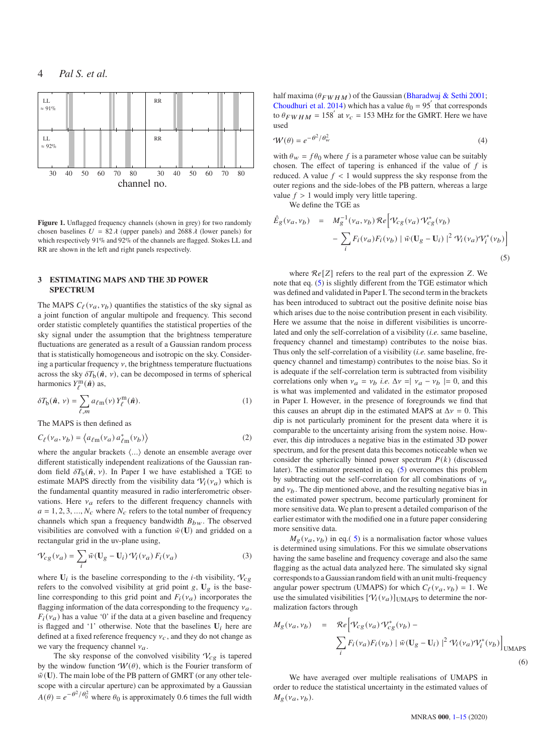Figure 1. Unflagged frequency channels (shown in grey) for two randomly chosen baselines $U = 82\,\lambda$ (upper panels) and $2688\,\lambda$ (lower panels) for which respectively 91% and 92% of the channels are flagged. Stokes LL and RR are shown in the left and right panels respectively.

## 3 ESTIMATING MAPS AND THE 3D POWER SPECTRUM

The MAPS $C_\ell(\nu_a, \nu_b)$ quantifies the statistics of the sky signal as a joint function of angular multipole and frequency. This second order statistic completely quantifies the statistical properties of the sky signal under the assumption that the brightness temperature fluctuations are generated as a result of a Gaussian random process that is statistically homogeneous and isotropic on the sky. Considering a particular frequency $\nu$, the brightness temperature fluctuations across the sky $\delta T_{\rm b}(\hat{\boldsymbol{n}},\,\nu)$, can be decomposed in terms of spherical harmonics $Y_\ell^{\rm m}(\hat{\boldsymbol{n}})$ as,

$$\delta T_{\rm b}(\hat{\boldsymbol{n}},\,\nu) = \sum_{\ell,m} a_{\ell {\rm m}}(\nu)\, Y_\ell^{\rm m}(\hat{\boldsymbol{n}}). \tag{1}$$

The MAPS is then defined as

$$C_\ell(\nu_a, \nu_b) = \left\langle a_{\ell {\rm m}}(\nu_a)\, a^*_{\ell {\rm m}}(\nu_b)\right\rangle \tag{2}$$

where the angular brackets $\langle ... \rangle$ denote an ensemble average over different statistically independent realizations of the Gaussian random field $\delta T_{\rm b}(\hat{\boldsymbol{n}},\,\nu)$. In Paper I we have established a TGE to estimate MAPS directly from the visibility data $\mathcal{V}_i(\nu_a)$ which is the fundamental quantity measured in radio interferometric observations. Here $\nu_a$ refers to the different frequency channels with $a = 1, 2, 3, ..., N_c$ where $N_c$ refers to the total number of frequency channels which span a frequency bandwidth $B_{bw}$. The observed visibilities are convolved with a function $\tilde{w}(\mathbf{U})$ and gridded on a rectangular grid in the uv-plane using,

$$\mathcal{V}_{cg}(\nu_a) = \sum_i \tilde{w}(\mathbf{U}_g - \mathbf{U}_i)\, \mathcal{V}_i(\nu_a)\, F_i(\nu_a) \tag{3}$$

where $\mathbf{U}_i$ is the baseline corresponding to the $i$-th visibility, $\mathcal{V}_{cg}$ refers to the convolved visibility at grid point $g$, $\mathbf{U}_g$ is the baseline corresponding to this grid point and $F_i(\nu_a)$ incorporates the flagging information of the data corresponding to the frequency $\nu_a$. $F_i(\nu_a)$ has a value '0' if the data at a given baseline and frequency is flagged and '1' otherwise. Note that the baselines $\mathbf{U}_i$ here are defined at a fixed reference frequency $\nu_c$, and they do not change as we vary the frequency channel $\nu_a$.

The sky response of the convolved visibility $\mathcal{V}_{cg}$ is tapered by the window function $\mathcal{W}(\theta)$, which is the Fourier transform of $\tilde{w}(\mathbf{U})$. The main lobe of the PB pattern of GMRT (or any other telescope with a circular aperture) can be approximated by a Gaussian $A(\theta) = e^{-\theta^2/\theta_0^2}$ where $\theta_0$ is approximately 0.6 times the full width half maxima ($\theta_{FWHM}$) of the Gaussian (Bharadwaj & Sethi 2001; Choudhuri et al. 2014) which has a value $\theta_0 = 95^{'}$ that corresponds to $\theta_{FWHM} = 158^{'}$ at $\nu_c = 153$ MHz for the GMRT. Here we have used

$$\mathcal{W}(\theta) = e^{-\theta^2/\theta_w^2} \tag{4}$$

with $\theta_w = f\theta_0$ where $f$ is a parameter whose value can be suitably chosen. The effect of tapering is enhanced if the value of $f$ is reduced. A value $f < 1$ would suppress the sky response from the outer regions and the side-lobes of the PB pattern, whereas a large value $f > 1$ would imply very little tapering.

We define the TGE as

$$\hat{E}_g(\nu_a, \nu_b) \;\; = \;\; M_g^{-1}(\nu_a, \nu_b)\, \mathcal{R}e\Big[\mathcal{V}_{cg}(\nu_a)\, \mathcal{V}^*_{cg}(\nu_b) - \sum_i F_i(\nu_a) F_i(\nu_b) \mid \tilde{w}(\mathbf{U}_g - \mathbf{U}_i) \mid^2 \mathcal{V}_i(\nu_a) \mathcal{V}_i^*(\nu_b)\Big] \tag{5}$$

where $\mathcal{R}e[Z]$ refers to the real part of the expression $Z$. We note that eq. (5) is slightly different from the TGE estimator which was defined and validated in Paper I. The second term in the brackets has been introduced to subtract out the positive definite noise bias which arises due to the noise contribution present in each visibility. Here we assume that the noise in different visibilities is uncorrelated and only the self-correlation of a visibility (*i.e.* same baseline, frequency channel and timestamp) contributes to the noise bias. Thus only the self-correlation of a visibility (*i.e.* same baseline, frequency channel and timestamp) contributes to the noise bias. So it is adequate if the self-correlation term is subtracted from visibility correlations only when $\nu_a = \nu_b$ *i.e.* $\Delta\nu = \mid \nu_a - \nu_b \mid = 0$, and this is what was implemented and validated in the estimator proposed in Paper I. However, in the presence of foregrounds we find that this causes an abrupt dip in the estimated MAPS at $\Delta\nu = 0$. This dip is not particularly prominent for the present data where it is comparable to the uncertainty arising from the system noise. However, this dip introduces a negative bias in the estimated 3D power spectrum, and for the present data this becomes noticeable when we consider the spherically binned power spectrum $P(k)$ (discussed later). The estimator presented in eq. (5) overcomes this problem by subtracting out the self-correlation for all combinations of $\nu_a$ and $\nu_b$. The dip mentioned above, and the resulting negative bias in the estimated power spectrum, become particularly prominent for more sensitive data. We plan to present a detailed comparison of the earlier estimator with the modified one in a future paper considering more sensitive data.

$M_g(\nu_a, \nu_b)$ in eq.( 5) is a normalisation factor whose values is determined using simulations. For this we simulate observations having the same baseline and frequency coverage and also the same flagging as the actual data analyzed here. The simulated sky signal corresponds to a Gaussian random field with an unit multi-frequency angular power spectrum (UMAPS) for which $C_\ell(\nu_a, \nu_b) = 1$. We use the simulated visibilities $[\mathcal{V}_i(\nu_a)]_{\rm UMAPS}$ to determine the normalization factors through

$$M_g(\nu_a, \nu_b) \;\; = \;\; \mathcal{R}e\Big[\mathcal{V}_{cg}(\nu_a)\, \mathcal{V}^*_{cg}(\nu_b) - \sum_i F_i(\nu_a) F_i(\nu_b) \mid \tilde{w}(\mathbf{U}_g - \mathbf{U}_i) \mid^2 \mathcal{V}_i(\nu_a) \mathcal{V}_i^*(\nu_b)\Big]_{\rm UMAPS} \tag{6}$$

We have averaged over multiple realisations of UMAPS in order to reduce the statistical uncertainty in the estimated values of $M_g(\nu_a, \nu_b)$.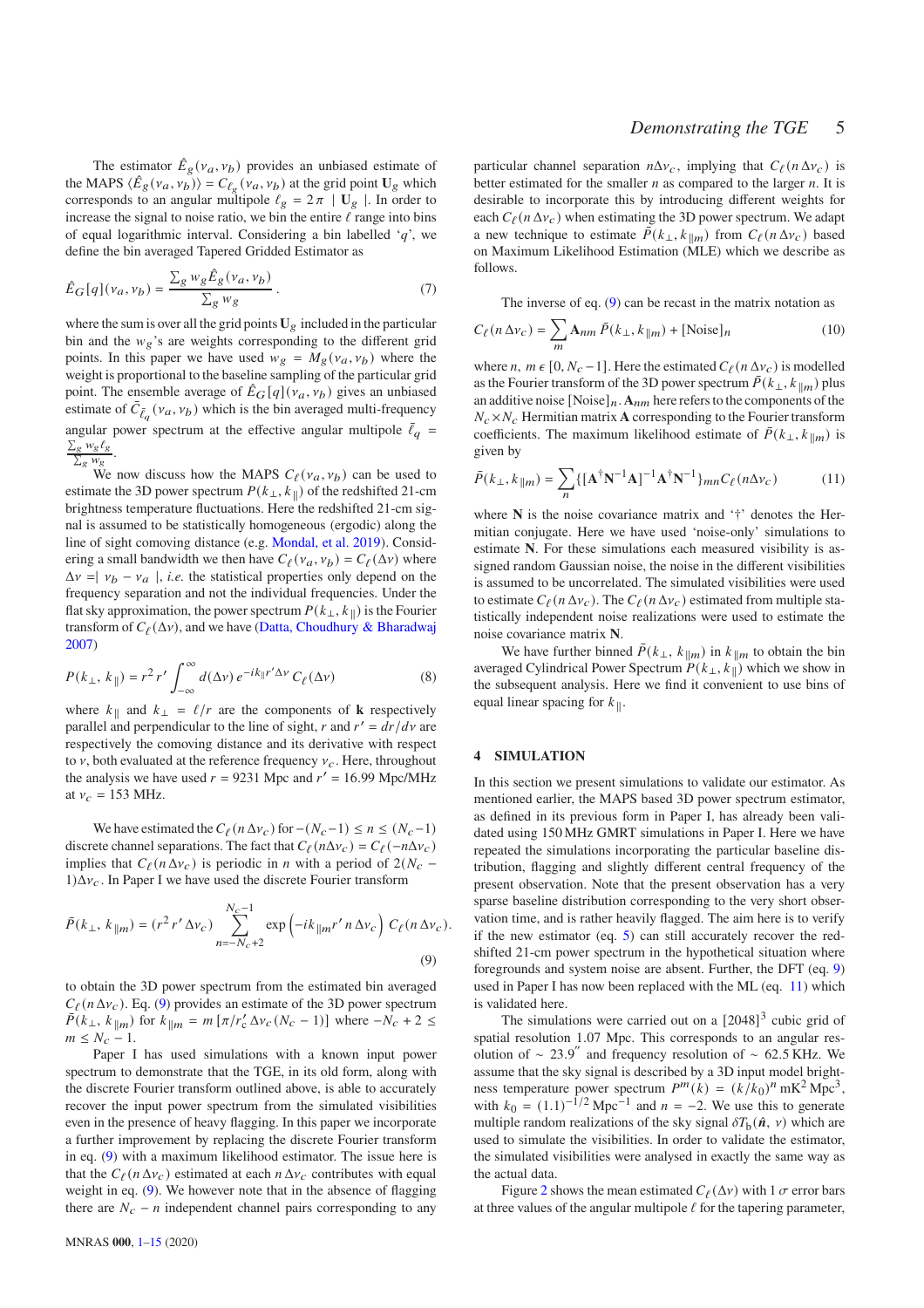The estimator $\hat{E}_g(\nu_a, \nu_b)$ provides an unbiased estimate of the MAPS $\langle \hat{E}_g(\nu_a, \nu_b) \rangle = C_{\ell_g}(\nu_a, \nu_b)$ at the grid point $\mathbf{U}_g$ which corresponds to an angular multipole $\ell_g = 2\pi \mid \mathbf{U}_g \mid$. In order to increase the signal to noise ratio, we bin the entire $\ell$ range into bins of equal logarithmic interval. Considering a bin labelled '$q$', we define the bin averaged Tapered Gridded Estimator as

$$\hat{E}_G[q](\nu_a, \nu_b) = \frac{\sum_g w_g \hat{E}_g(\nu_a, \nu_b)}{\sum_g w_g} \,. \tag{7}$$

where the sum is over all the grid points $\mathbf{U}_g$ included in the particular bin and the $w_g$'s are weights corresponding to the different grid points. In this paper we have used $w_g = M_g(\nu_a, \nu_b)$ where the weight is proportional to the baseline sampling of the particular grid point. The ensemble average of $\hat{E}_G[q](\nu_a, \nu_b)$ gives an unbiased estimate of $\bar{C}_{\bar{\ell}_q}(\nu_a, \nu_b)$ which is the bin averaged multi-frequency angular power spectrum at the effective angular multipole $\bar{\ell}_q = \frac{\sum_g w_g \ell_g}{\sum_g w_g}$.

We now discuss how the MAPS $C_\ell(\nu_a, \nu_b)$ can be used to estimate the 3D power spectrum $P(k_\perp, k_\parallel)$ of the redshifted 21-cm brightness temperature fluctuations. Here the redshifted 21-cm signal is assumed to be statistically homogeneous (ergodic) along the line of sight comoving distance (e.g. Mondal, et al. 2019). Considering a small bandwidth we then have $C_\ell(\nu_a, \nu_b) = C_\ell(\Delta\nu)$ where $\Delta\nu = \mid \nu_b - \nu_a \mid$, *i.e.* the statistical properties only depend on the frequency separation and not the individual frequencies. Under the flat sky approximation, the power spectrum $P(k_\perp, k_\parallel)$ is the Fourier transform of $C_\ell(\Delta\nu)$, and we have (Datta, Choudhury & Bharadwaj 2007)

$$P(k_\perp,\, k_\parallel) = r^2 r' \int_{-\infty}^{\infty} d(\Delta\nu)\, e^{-i k_\parallel r' \Delta\nu}\, C_\ell(\Delta\nu) \tag{8}$$

where $k_\parallel$ and $k_\perp = \ell/r$ are the components of $\mathbf{k}$ respectively parallel and perpendicular to the line of sight, $r$ and $r' = dr/d\nu$ are respectively the comoving distance and its derivative with respect to $\nu$, both evaluated at the reference frequency $\nu_c$. Here, throughout the analysis we have used $r = 9231$ Mpc and $r' = 16.99$ Mpc/MHz at $\nu_c = 153$ MHz.

We have estimated the $C_\ell(n\,\Delta\nu_c)$ for $-(N_c - 1) \leq n \leq (N_c - 1)$ discrete channel separations. The fact that $C_\ell(n\Delta\nu_c) = C_\ell(-n\Delta\nu_c)$ implies that $C_\ell(n\,\Delta\nu_c)$ is periodic in $n$ with a period of $2(N_c - 1)\Delta\nu_c$. In Paper I we have used the discrete Fourier transform

$$\bar{P}(k_\perp,\, k_{\parallel m}) = (r^2\, r'\, \Delta\nu_c) \sum_{n=-N_c+2}^{N_c-1} \exp\left(-i k_{\parallel m} r'\, n\, \Delta\nu_c\right)\, C_\ell(n\,\Delta\nu_c). \tag{9}$$

to obtain the 3D power spectrum from the estimated bin averaged $C_\ell(n\,\Delta\nu_c)$. Eq. (9) provides an estimate of the 3D power spectrum $\bar{P}(k_\perp, k_{\parallel m})$ for $k_{\parallel m} = m\,[\pi/r_c'\,\Delta\nu_c\,(N_c - 1)]$ where $-N_c + 2 \leq m \leq N_c - 1$.

Paper I has used simulations with a known input power spectrum to demonstrate that the TGE, in its old form, along with the discrete Fourier transform outlined above, is able to accurately recover the input power spectrum from the simulated visibilities even in the presence of heavy flagging. In this paper we incorporate a further improvement by replacing the discrete Fourier transform in eq. (9) with a maximum likelihood estimator. The issue here is that the $C_\ell(n\,\Delta\nu_c)$ estimated at each $n\,\Delta\nu_c$ contributes with equal weight in eq. (9). We however note that in the absence of flagging there are $N_c - n$ independent channel pairs corresponding to any particular channel separation $n\Delta\nu_c$, implying that $C_\ell(n\,\Delta\nu_c)$ is better estimated for the smaller $n$ as compared to the larger $n$. It is desirable to incorporate this by introducing different weights for each $C_\ell(n\,\Delta\nu_c)$ when estimating the 3D power spectrum. We adapt a new technique to estimate $\bar{P}(k_\perp, k_{\parallel m})$ from $C_\ell(n\,\Delta\nu_c)$ based on Maximum Likelihood Estimation (MLE) which we describe as follows.

The inverse of eq. (9) can be recast in the matrix notation as

$$C_\ell(n\,\Delta\nu_c) = \sum_m \mathbf{A}_{nm}\, \bar{P}(k_\perp, k_{\parallel m}) + [\mathrm{Noise}]_n \tag{10}$$

where $n,\ m\,\epsilon\,[0, N_c - 1]$. Here the estimated $C_\ell(n\,\Delta\nu_c)$ is modelled as the Fourier transform of the 3D power spectrum $\bar{P}(k_\perp, k_{\parallel m})$ plus an additive noise $[\mathrm{Noise}]_n$. $\mathbf{A}_{nm}$ here refers to the components of the $N_c \times N_c$ Hermitian matrix $\mathbf{A}$ corresponding to the Fourier transform coefficients. The maximum likelihood estimate of $\bar{P}(k_\perp, k_{\parallel m})$ is given by

$$\bar{P}(k_\perp, k_{\parallel m}) = \sum_n \{[\mathbf{A}^\dagger \mathbf{N}^{-1} \mathbf{A}]^{-1} \mathbf{A}^\dagger \mathbf{N}^{-1}\}_{mn} C_\ell(n\Delta\nu_c) \tag{11}$$

where $\mathbf{N}$ is the noise covariance matrix and '†' denotes the Hermitian conjugate. Here we have used 'noise-only' simulations to estimate $\mathbf{N}$. For these simulations each measured visibility is assigned random Gaussian noise, the noise in the different visibilities is assumed to be uncorrelated. The simulated visibilities were used to estimate $C_\ell(n\,\Delta\nu_c)$. The $C_\ell(n\,\Delta\nu_c)$ estimated from multiple statistically independent noise realizations were used to estimate the noise covariance matrix $\mathbf{N}$.

We have further binned $\bar{P}(k_\perp,\ k_{\parallel m})$ in $k_{\parallel m}$ to obtain the bin averaged Cylindrical Power Spectrum $P(k_\perp, k_\parallel)$ which we show in the subsequent analysis. Here we find it convenient to use bins of equal linear spacing for $k_\parallel$.

## 4 SIMULATION

In this section we present simulations to validate our estimator. As mentioned earlier, the MAPS based 3D power spectrum estimator, as defined in its previous form in Paper I, has already been validated using 150 MHz GMRT simulations in Paper I. Here we have repeated the simulations incorporating the particular baseline distribution, flagging and slightly different central frequency of the present observation. Note that the present observation has a very sparse baseline distribution corresponding to the very short observation time, and is rather heavily flagged. The aim here is to verify if the new estimator (eq. 5) can still accurately recover the redshifted 21-cm power spectrum in the hypothetical situation where foregrounds and system noise are absent. Further, the DFT (eq. 9) used in Paper I has now been replaced with the ML (eq. 11) which is validated here.

The simulations were carried out on a $[2048]^3$ cubic grid of spatial resolution 1.07 Mpc. This corresponds to an angular resolution of $\sim 23.9''$ and frequency resolution of $\sim 62.5$ KHz. We assume that the sky signal is described by a 3D input model brightness temperature power spectrum $P^m(k) = (k/k_0)^n\ \mathrm{mK}^2\,\mathrm{Mpc}^3$, with $k_0 = (1.1)^{-1/2}\ \mathrm{Mpc}^{-1}$ and $n = -2$. We use this to generate multiple random realizations of the sky signal $\delta T_\mathrm{b}(\hat{\boldsymbol{n}},\ \nu)$ which are used to simulate the visibilities. In order to validate the estimator, the simulated visibilities were analysed in exactly the same way as the actual data.

Figure 2 shows the mean estimated $C_\ell(\Delta\nu)$ with 1 $\sigma$ error bars at three values of the angular multipole $\ell$ for the tapering parameter,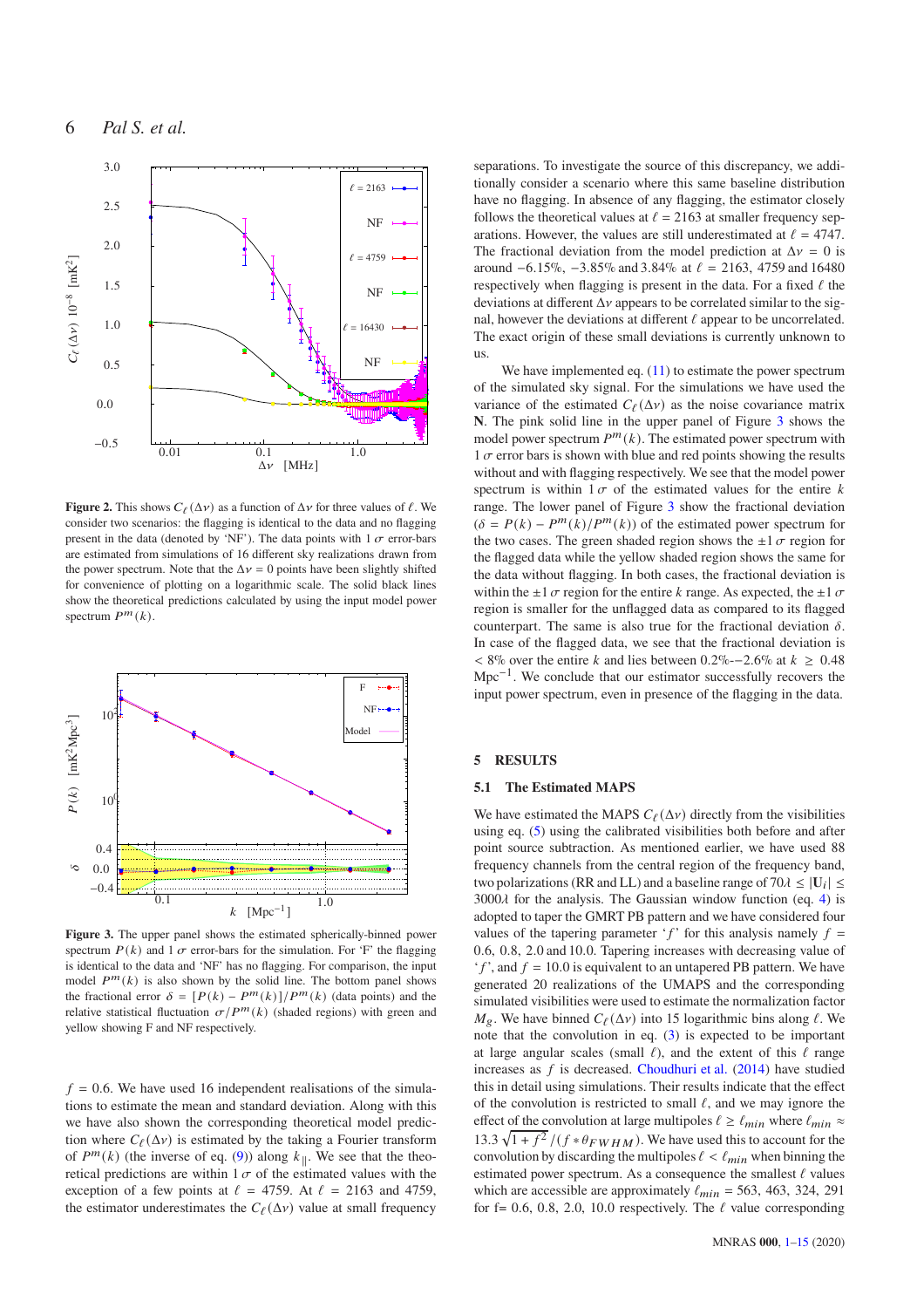**Figure 2.** This shows $C_\ell(\Delta\nu)$ as a function of $\Delta\nu$ for three values of $\ell$. We consider two scenarios: the flagging is identical to the data and no flagging present in the data (denoted by 'NF'). The data points with $1\,\sigma$ error-bars are estimated from simulations of 16 different sky realizations drawn from the power spectrum. Note that the $\Delta\nu = 0$ points have been slightly shifted for convenience of plotting on a logarithmic scale. The solid black lines show the theoretical predictions calculated by using the input model power spectrum $P^m(k)$.

**Figure 3.** The upper panel shows the estimated spherically-binned power spectrum $P(k)$ and $1\,\sigma$ error-bars for the simulation. For 'F' the flagging is identical to the data and 'NF' has no flagging. For comparison, the input model $P^m(k)$ is also shown by the solid line. The bottom panel shows the fractional error $\delta = [P(k) - P^m(k)]/P^m(k)$ (data points) and the relative statistical fluctuation $\sigma/P^m(k)$ (shaded regions) with green and yellow showing F and NF respectively.

$f = 0.6$. We have used 16 independent realisations of the simulations to estimate the mean and standard deviation. Along with this we have also shown the corresponding theoretical model prediction where $C_\ell(\Delta\nu)$ is estimated by the taking a Fourier transform of $P^m(k)$ (the inverse of eq. (9)) along $k_\parallel$. We see that the theoretical predictions are within $1\,\sigma$ of the estimated values with the exception of a few points at $\ell = 4759$. At $\ell = 2163$ and 4759, the estimator underestimates the $C_\ell(\Delta\nu)$ value at small frequency separations. To investigate the source of this discrepancy, we additionally consider a scenario where this same baseline distribution have no flagging. In absence of any flagging, the estimator closely follows the theoretical values at $\ell = 2163$ at smaller frequency separations. However, the values are still underestimated at $\ell = 4747$. The fractional deviation from the model prediction at $\Delta\nu = 0$ is around $-6.15\%$, $-3.85\%$ and $3.84\%$ at $\ell = 2163$, 4759 and 16480 respectively when flagging is present in the data. For a fixed $\ell$ the deviations at different $\Delta\nu$ appears to be correlated similar to the signal, however the deviations at different $\ell$ appear to be uncorrelated. The exact origin of these small deviations is currently unknown to us.

We have implemented eq. (11) to estimate the power spectrum of the simulated sky signal. For the simulations we have used the variance of the estimated $C_\ell(\Delta\nu)$ as the noise covariance matrix $\mathbf{N}$. The pink solid line in the upper panel of Figure 3 shows the model power spectrum $P^m(k)$. The estimated power spectrum with $1\,\sigma$ error bars is shown with blue and red points showing the results without and with flagging respectively. We see that the model power spectrum is within $1\,\sigma$ of the estimated values for the entire $k$ range. The lower panel of Figure 3 show the fractional deviation ($\delta = P(k) - P^m(k)/P^m(k)$) of the estimated power spectrum for the two cases. The green shaded region shows the $\pm 1\,\sigma$ region for the flagged data while the yellow shaded region shows the same for the data without flagging. In both cases, the fractional deviation is within the $\pm 1\,\sigma$ region for the entire $k$ range. As expected, the $\pm 1\,\sigma$ region is smaller for the unflagged data as compared to its flagged counterpart. The same is also true for the fractional deviation $\delta$. In case of the flagged data, we see that the fractional deviation is $< 8\%$ over the entire $k$ and lies between $0.2\%$–$-2.6\%$ at $k \geq 0.48$ $\mathrm{Mpc}^{-1}$. We conclude that our estimator successfully recovers the input power spectrum, even in presence of the flagging in the data.

## 5 RESULTS

### 5.1 The Estimated MAPS

We have estimated the MAPS $C_\ell(\Delta\nu)$ directly from the visibilities using eq. (5) using the calibrated visibilities both before and after point source subtraction. As mentioned earlier, we have used 88 frequency channels from the central region of the frequency band, two polarizations (RR and LL) and a baseline range of $70\lambda \leq |\mathbf{U}_i| \leq 3000\lambda$ for the analysis. The Gaussian window function (eq. 4) is adopted to taper the GMRT PB pattern and we have considered four values of the tapering parameter '$f$' for this analysis namely $f = 0.6$, 0.8, 2.0 and 10.0. Tapering increases with decreasing value of '$f$', and $f = 10.0$ is equivalent to an untapered PB pattern. We have generated 20 realizations of the UMAPS and the corresponding simulated visibilities were used to estimate the normalization factor $M_g$. We have binned $C_\ell(\Delta\nu)$ into 15 logarithmic bins along $\ell$. We note that the convolution in eq. (3) is expected to be important at large angular scales (small $\ell$), and the extent of this $\ell$ range increases as $f$ is decreased. Choudhuri et al. (2014) have studied this in detail using simulations. Their results indicate that the effect of the convolution is restricted to small $\ell$, and we may ignore the effect of the convolution at large multipoles $\ell \geq \ell_{min}$ where $\ell_{min} \approx 13.3\sqrt{1+f^2}/(f * \theta_{FWHM})$. We have used this to account for the convolution by discarding the multipoles $\ell < \ell_{min}$ when binning the estimated power spectrum. As a consequence the smallest $\ell$ values which are accessible are approximately $\ell_{min} = 563$, 463, 324, 291 for f= 0.6, 0.8, 2.0, 10.0 respectively. The $\ell$ value corresponding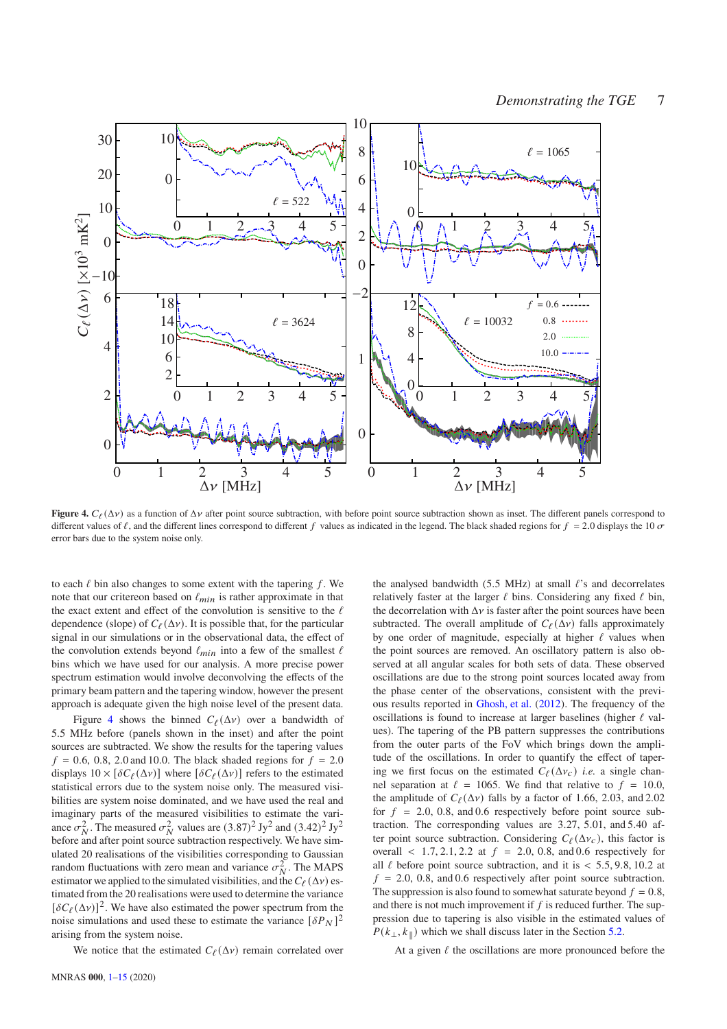**Figure 4.** $C_\ell(\Delta\nu)$ as a function of $\Delta\nu$ after point source subtraction, with before point source subtraction shown as inset. The different panels correspond to different values of $\ell$, and the different lines correspond to different $f$ values as indicated in the legend. The black shaded regions for $f = 2.0$ displays the $10\,\sigma$ error bars due to the system noise only.

to each $\ell$ bin also changes to some extent with the tapering $f$. We note that our critereon based on $\ell_{min}$ is rather approximate in that the exact extent and effect of the convolution is sensitive to the $\ell$ dependence (slope) of $C_\ell(\Delta\nu)$. It is possible that, for the particular signal in our simulations or in the observational data, the effect of the convolution extends beyond $\ell_{min}$ into a few of the smallest $\ell$ bins which we have used for our analysis. A more precise power spectrum estimation would involve deconvolving the effects of the primary beam pattern and the tapering window, however the present approach is adequate given the high noise level of the present data.

Figure 4 shows the binned $C_\ell(\Delta\nu)$ over a bandwidth of 5.5 MHz before (panels shown in the inset) and after the point sources are subtracted. We show the results for the tapering values $f = 0.6$, 0.8, 2.0 and 10.0. The black shaded regions for $f = 2.0$ displays $10 \times [\delta C_\ell(\Delta\nu)]$ where $[\delta C_\ell(\Delta\nu)]$ refers to the estimated statistical errors due to the system noise only. The measured visibilities are system noise dominated, and we have used the real and imaginary parts of the measured visibilities to estimate the variance $\sigma_N^2$. The measured $\sigma_N^2$ values are $(3.87)^2$ Jy$^2$ and $(3.42)^2$ Jy$^2$ before and after point source subtraction respectively. We have simulated 20 realisations of the visibilities corresponding to Gaussian random fluctuations with zero mean and variance $\sigma_N^2$. The MAPS estimator we applied to the simulated visibilities, and the $C_\ell(\Delta\nu)$ estimated from the 20 realisations were used to determine the variance $[\delta C_\ell(\Delta\nu)]^2$. We have also estimated the power spectrum from the noise simulations and used these to estimate the variance $[\delta P_N]^2$ arising from the system noise.

We notice that the estimated $C_\ell(\Delta\nu)$ remain correlated over the analysed bandwidth (5.5 MHz) at small $\ell$'s and decorrelates relatively faster at the larger $\ell$ bins. Considering any fixed $\ell$ bin, the decorrelation with $\Delta\nu$ is faster after the point sources have been subtracted. The overall amplitude of $C_\ell(\Delta\nu)$ falls approximately by one order of magnitude, especially at higher $\ell$ values when the point sources are removed. An oscillatory pattern is also observed at all angular scales for both sets of data. These observed oscillations are due to the strong point sources located away from the phase center of the observations, consistent with the previous results reported in Ghosh, et al. (2012). The frequency of the oscillations is found to increase at larger baselines (higher $\ell$ values). The tapering of the PB pattern suppresses the contributions from the outer parts of the FoV which brings down the amplitude of the oscillations. In order to quantify the effect of tapering we first focus on the estimated $C_\ell(\Delta\nu_c)$ *i.e.* a single channel separation at $\ell = 1065$. We find that relative to $f = 10.0$, the amplitude of $C_\ell(\Delta\nu)$ falls by a factor of 1.66, 2.03, and 2.02 for $f = 2.0$, 0.8, and 0.6 respectively before point source subtraction. The corresponding values are 3.27, 5.01, and 5.40 after point source subtraction. Considering $C_\ell(\Delta\nu_c)$, this factor is overall $< 1.7, 2.1, 2.2$ at $f = 2.0$, 0.8, and 0.6 respectively for all $\ell$ before point source subtraction, and it is $< 5.5, 9.8, 10.2$ at $f = 2.0$, 0.8, and 0.6 respectively after point source subtraction. The suppression is also found to somewhat saturate beyond $f = 0.8$, and there is not much improvement if $f$ is reduced further. The suppression due to tapering is also visible in the estimated values of $P(k_\perp, k_\parallel)$ which we shall discuss later in the Section 5.2.

At a given $\ell$ the oscillations are more pronounced before the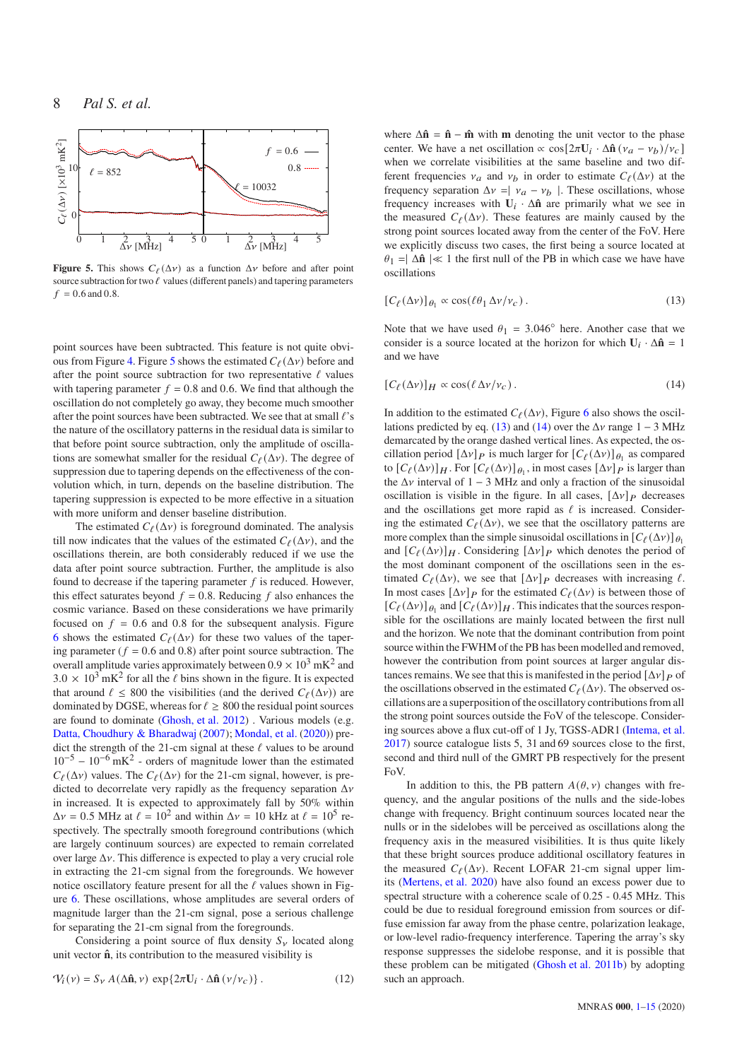Figure 5. This shows $C_\ell(\Delta\nu)$ as a function $\Delta\nu$ before and after point source subtraction for two $\ell$ values (different panels) and tapering parameters $f = 0.6$ and $0.8$.

point sources have been subtracted. This feature is not quite obvious from Figure 4. Figure 5 shows the estimated $C_\ell(\Delta\nu)$ before and after the point source subtraction for two representative $\ell$ values with tapering parameter $f = 0.8$ and $0.6$. We find that although the oscillation do not completely go away, they become much smoother after the point sources have been subtracted. We see that at small $\ell$'s the nature of the oscillatory patterns in the residual data is similar to that before point source subtraction, only the amplitude of oscillations are somewhat smaller for the residual $C_\ell(\Delta\nu)$. The degree of suppression due to tapering depends on the effectiveness of the convolution which, in turn, depends on the baseline distribution. The tapering suppression is expected to be more effective in a situation with more uniform and denser baseline distribution.

The estimated $C_\ell(\Delta\nu)$ is foreground dominated. The analysis till now indicates that the values of the estimated $C_\ell(\Delta\nu)$, and the oscillations therein, are both considerably reduced if we use the data after point source subtraction. Further, the amplitude is also found to decrease if the tapering parameter $f$ is reduced. However, this effect saturates beyond $f = 0.8$. Reducing $f$ also enhances the cosmic variance. Based on these considerations we have primarily focused on $f = 0.6$ and $0.8$ for the subsequent analysis. Figure 6 shows the estimated $C_\ell(\Delta\nu)$ for these two values of the tapering parameter ($f = 0.6$ and $0.8$) after point source subtraction. The overall amplitude varies approximately between $0.9 \times 10^3$ mK$^2$ and $3.0 \times 10^3$ mK$^2$ for all the $\ell$ bins shown in the figure. It is expected that around $\ell \leq 800$ the visibilities (and the derived $C_\ell(\Delta\nu)$) are dominated by DGSE, whereas for $\ell \geq 800$ the residual point sources are found to dominate (Ghosh, et al. 2012) . Various models (e.g. Datta, Choudhury & Bharadwaj (2007); Mondal, et al. (2020)) predict the strength of the 21-cm signal at these $\ell$ values to be around $10^{-5} - 10^{-6}$ mK$^2$ - orders of magnitude lower than the estimated $C_\ell(\Delta\nu)$ values. The $C_\ell(\Delta\nu)$ for the 21-cm signal, however, is predicted to decorrelate very rapidly as the frequency separation $\Delta\nu$ in increased. It is expected to approximately fall by 50% within $\Delta\nu = 0.5$ MHz at $\ell = 10^2$ and within $\Delta\nu = 10$ kHz at $\ell = 10^5$ respectively. The spectrally smooth foreground contributions (which are largely continuum sources) are expected to remain correlated over large $\Delta\nu$. This difference is expected to play a very crucial role in extracting the 21-cm signal from the foregrounds. We however notice oscillatory feature present for all the $\ell$ values shown in Figure 6. These oscillations, whose amplitudes are several orders of magnitude larger than the 21-cm signal, pose a serious challenge for separating the 21-cm signal from the foregrounds.

Considering a point source of flux density $S_\nu$ located along unit vector $\hat{\mathbf{n}}$, its contribution to the measured visibility is

$$\mathcal{V}_i(\nu) = S_\nu \, A(\Delta\hat{\mathbf{n}}, \nu) \, \exp\{2\pi \mathbf{U}_i \cdot \Delta\hat{\mathbf{n}} \, (\nu/\nu_c)\} \,. \tag{12}$$

where $\Delta\hat{\mathbf{n}} = \hat{\mathbf{n}} - \hat{\mathbf{m}}$ with $\mathbf{m}$ denoting the unit vector to the phase center. We have a net oscillation $\propto \cos[2\pi \mathbf{U}_i \cdot \Delta\hat{\mathbf{n}} \, (\nu_a - \nu_b)/\nu_c]$ when we correlate visibilities at the same baseline and two different frequencies $\nu_a$ and $\nu_b$ in order to estimate $C_\ell(\Delta\nu)$ at the frequency separation $\Delta\nu = \mid \nu_a - \nu_b \mid$. These oscillations, whose frequency increases with $\mathbf{U}_i \cdot \Delta\hat{\mathbf{n}}$ are primarily what we see in the measured $C_\ell(\Delta\nu)$. These features are mainly caused by the strong point sources located away from the center of the FoV. Here we explicitly discuss two cases, the first being a source located at $\theta_1 = \mid \Delta\hat{\mathbf{n}} \mid \ll 1$ the first null of the PB in which case we have have oscillations

$$[C_\ell(\Delta\nu)]_{\theta_1} \propto \cos(\ell\theta_1 \, \Delta\nu/\nu_c) \,. \tag{13}$$

Note that we have used $\theta_1 = 3.046^\circ$ here. Another case that we consider is a source located at the horizon for which $\mathbf{U}_i \cdot \Delta\hat{\mathbf{n}} = 1$ and we have

$$[C_\ell(\Delta\nu)]_H \propto \cos(\ell \, \Delta\nu/\nu_c) \,. \tag{14}$$

In addition to the estimated $C_\ell(\Delta\nu)$, Figure 6 also shows the oscillations predicted by eq. (13) and (14) over the $\Delta\nu$ range $1 - 3$ MHz demarcated by the orange dashed vertical lines. As expected, the oscillation period $[\Delta\nu]_P$ is much larger for $[C_\ell(\Delta\nu)]_{\theta_1}$ as compared to $[C_\ell(\Delta\nu)]_H$. For $[C_\ell(\Delta\nu)]_{\theta_1}$, in most cases $[\Delta\nu]_P$ is larger than the $\Delta\nu$ interval of $1 - 3$ MHz and only a fraction of the sinusoidal oscillation is visible in the figure. In all cases, $[\Delta\nu]_P$ decreases and the oscillations get more rapid as $\ell$ is increased. Considering the estimated $C_\ell(\Delta\nu)$, we see that the oscillatory patterns are more complex than the simple sinusoidal oscillations in $[C_\ell(\Delta\nu)]_{\theta_1}$ and $[C_\ell(\Delta\nu)]_H$. Considering $[\Delta\nu]_P$ which denotes the period of the most dominant component of the oscillations seen in the estimated $C_\ell(\Delta\nu)$, we see that $[\Delta\nu]_P$ decreases with increasing $\ell$. In most cases $[\Delta\nu]_P$ for the estimated $C_\ell(\Delta\nu)$ is between those of $[C_\ell(\Delta\nu)]_{\theta_1}$ and $[C_\ell(\Delta\nu)]_H$. This indicates that the sources responsible for the oscillations are mainly located between the first null and the horizon. We note that the dominant contribution from point source within the FWHM of the PB has been modelled and removed, however the contribution from point sources at larger angular distances remains. We see that this is manifested in the period $[\Delta\nu]_P$ of the oscillations observed in the estimated $C_\ell(\Delta\nu)$. The observed oscillations are a superposition of the oscillatory contributions from all the strong point sources outside the FoV of the telescope. Considering sources above a flux cut-off of 1 Jy, TGSS-ADR1 (Intema, et al. 2017) source catalogue lists 5, 31 and 69 sources close to the first, second and third null of the GMRT PB respectively for the present FoV.

In addition to this, the PB pattern $A(\theta, \nu)$ changes with frequency, and the angular positions of the nulls and the side-lobes change with frequency. Bright continuum sources located near the nulls or in the sidelobes will be perceived as oscillations along the frequency axis in the measured visibilities. It is thus quite likely that these bright sources produce additional oscillatory features in the measured $C_\ell(\Delta\nu)$. Recent LOFAR 21-cm signal upper limits (Mertens, et al. 2020) have also found an excess power due to spectral structure with a coherence scale of 0.25 - 0.45 MHz. This could be due to residual foreground emission from sources or diffuse emission far away from the phase centre, polarization leakage, or low-level radio-frequency interference. Tapering the array's sky response suppresses the sidelobe response, and it is possible that these problem can be mitigated (Ghosh et al. 2011b) by adopting such an approach.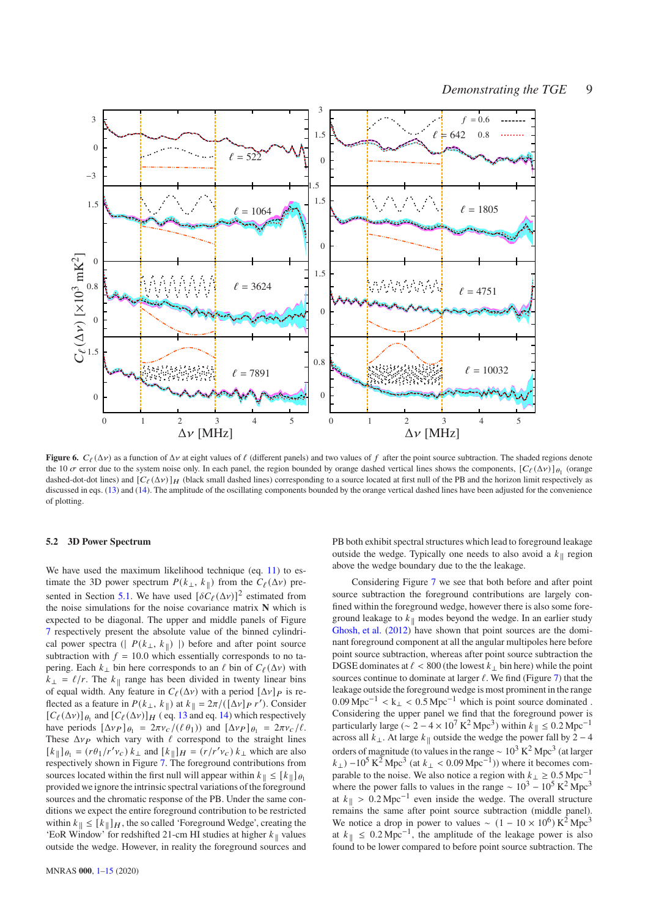**Figure 6.** $C_\ell(\Delta\nu)$ as a function of $\Delta\nu$ at eight values of $\ell$ (different panels) and two values of $f$ after the point source subtraction. The shaded regions denote the 10 $\sigma$ error due to the system noise only. In each panel, the region bounded by orange dashed vertical lines shows the components, $[C_\ell(\Delta\nu)]_{\theta_1}$ (orange dashed-dot-dot lines) and $[C_\ell(\Delta\nu)]_H$ (black small dashed lines) corresponding to a source located at first null of the PB and the horizon limit respectively as discussed in eqs. (13) and (14). The amplitude of the oscillating components bounded by the orange vertical dashed lines have been adjusted for the convenience of plotting.

### 5.2 3D Power Spectrum

We have used the maximum likelihood technique (eq. 11) to estimate the 3D power spectrum $P(k_\perp, k_\parallel)$ from the $C_\ell(\Delta\nu)$ presented in Section 5.1. We have used $[\delta C_\ell(\Delta\nu)]^2$ estimated from the noise simulations for the noise covariance matrix **N** which is expected to be diagonal. The upper and middle panels of Figure 7 respectively present the absolute value of the binned cylindrical power spectra ($| P(k_\perp, k_\parallel) |$) before and after point source subtraction with $f = 10.0$ which essentially corresponds to no tapering. Each $k_\perp$ bin here corresponds to an $\ell$ bin of $C_\ell(\Delta\nu)$ with $k_\perp = \ell/r$. The $k_\parallel$ range has been divided in twenty linear bins of equal width. Any feature in $C_\ell(\Delta\nu)$ with a period $[\Delta\nu]_P$ is reflected as a feature in $P(k_\perp, k_\parallel)$ at $k_\parallel = 2\pi/([\Delta\nu]_P\, r')$. Consider $[C_\ell(\Delta\nu)]_{\theta_1}$ and $[C_\ell(\Delta\nu)]_H$ ( eq. 13 and eq. 14) which respectively have periods $[\Delta\nu_P]_{\theta_1} = 2\pi\nu_c/(\ell\,\theta_1)$ and $[\Delta\nu_P]_{\theta_1} = 2\pi\nu_c/\ell$. These $\Delta\nu_P$ which vary with $\ell$ correspond to the straight lines $[k_\parallel]_{\theta_1} = (r\theta_1/r'\nu_c)\,k_\perp$ and $[k_\parallel]_H = (r/r'\nu_c)\,k_\perp$ which are also respectively shown in Figure 7. The foreground contributions from sources located within the first null will appear within $k_\parallel \leq [k_\parallel]_{\theta_1}$ provided we ignore the intrinsic spectral variations of the foreground sources and the chromatic response of the PB. Under the same conditions we expect the entire foreground contribution to be restricted within $k_\parallel \leq [k_\parallel]_H$, the so called 'Foreground Wedge', creating the 'EoR Window' for redshifted 21-cm HI studies at higher $k_\parallel$ values outside the wedge. However, in reality the foreground sources and PB both exhibit spectral structures which lead to foreground leakage outside the wedge. Typically one needs to also avoid a $k_\parallel$ region above the wedge boundary due to the the leakage.

Considering Figure 7 we see that both before and after point source subtraction the foreground contributions are largely confined within the foreground wedge, however there is also some foreground leakage to $k_\parallel$ modes beyond the wedge. In an earlier study Ghosh, et al. (2012) have shown that point sources are the dominant foreground component at all the angular multipoles here before point source subtraction, whereas after point source subtraction the DGSE dominates at $\ell < 800$ (the lowest $k_\perp$ bin here) while the point sources continue to dominate at larger $\ell$. We find (Figure 7) that the leakage outside the foreground wedge is most prominent in the range $0.09\,{\rm Mpc}^{-1} < k_\perp < 0.5\,{\rm Mpc}^{-1}$ which is point source dominated . Considering the upper panel we find that the foreground power is particularly large ($\sim 2 - 4 \times 10^7\,{\rm K}^2\,{\rm Mpc}^3$) within $k_\parallel \leq 0.2\,{\rm Mpc}^{-1}$ across all $k_\perp$. At large $k_\parallel$ outside the wedge the power fall by $2-4$ orders of magnitude (to values in the range $\sim 10^3\,{\rm K}^2\,{\rm Mpc}^3$ (at larger $k_\perp$) $-10^5\,{\rm K}^2\,{\rm Mpc}^3$ (at $k_\perp < 0.09\,{\rm Mpc}^{-1}$)) where it becomes comparable to the noise. We also notice a region with $k_\perp \geq 0.5\,{\rm Mpc}^{-1}$ where the power falls to values in the range $\sim 10^3 - 10^5\,{\rm K}^2\,{\rm Mpc}^3$ at $k_\parallel > 0.2\,{\rm Mpc}^{-1}$ even inside the wedge. The overall structure remains the same after point source subtraction (middle panel). We notice a drop in power to values $\sim (1 - 10 \times 10^6)\,{\rm K}^2\,{\rm Mpc}^3$ at $k_\parallel \leq 0.2\,{\rm Mpc}^{-1}$, the amplitude of the leakage power is also found to be lower compared to before point source subtraction. The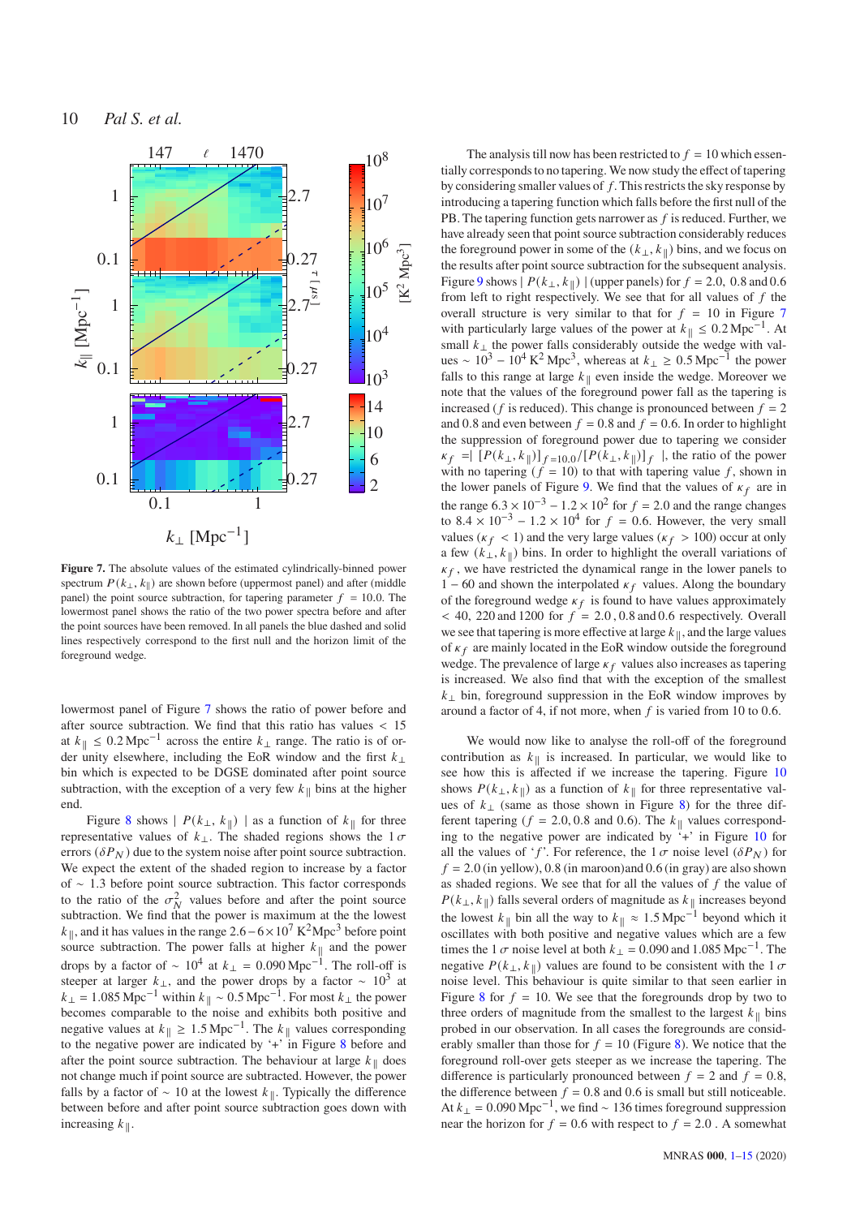**Figure 7.** The absolute values of the estimated cylindrically-binned power spectrum $P(k_\perp, k_\parallel)$ are shown before (uppermost panel) and after (middle panel) the point source subtraction, for tapering parameter $f = 10.0$. The lowermost panel shows the ratio of the two power spectra before and after the point sources have been removed. In all panels the blue dashed and solid lines respectively correspond to the first null and the horizon limit of the foreground wedge.

lowermost panel of Figure 7 shows the ratio of power before and after source subtraction. We find that this ratio has values $< 15$ at $k_\parallel \leq 0.2\,\mathrm{Mpc}^{-1}$ across the entire $k_\perp$ range. The ratio is of order unity elsewhere, including the EoR window and the first $k_\perp$ bin which is expected to be DGSE dominated after point source subtraction, with the exception of a very few $k_\parallel$ bins at the higher end.

Figure 8 shows $\mid P(k_\perp, k_\parallel) \mid$ as a function of $k_\parallel$ for three representative values of $k_\perp$. The shaded regions shows the $1\,\sigma$ errors ($\delta P_N$) due to the system noise after point source subtraction. We expect the extent of the shaded region to increase by a factor of $\sim 1.3$ before point source subtraction. This factor corresponds to the ratio of the $\sigma_N^2$ values before and after the point source subtraction. We find that the power is maximum at the lowest $k_\parallel$, and it has values in the range $2.6 - 6 \times 10^7\,\mathrm{K}^2\mathrm{Mpc}^3$ before point source subtraction. The power falls at higher $k_\parallel$ and the power drops by a factor of $\sim 10^4$ at $k_\perp = 0.090\,\mathrm{Mpc}^{-1}$. The roll-off is steeper at larger $k_\perp$, and the power drops by a factor $\sim 10^3$ at $k_\perp = 1.085\,\mathrm{Mpc}^{-1}$ within $k_\parallel \sim 0.5\,\mathrm{Mpc}^{-1}$. For most $k_\perp$ the power becomes comparable to the noise and exhibits both positive and negative values at $k_\parallel \geq 1.5\,\mathrm{Mpc}^{-1}$. The $k_\parallel$ values corresponding to the negative power are indicated by '+' in Figure 8 before and after the point source subtraction. The behaviour at large $k_\parallel$ does not change much if point source are subtracted. However, the power falls by a factor of $\sim 10$ at the lowest $k_\parallel$. Typically the difference between before and after point source subtraction goes down with increasing $k_\parallel$.

The analysis till now has been restricted to $f = 10$ which essentially corresponds to no tapering. We now study the effect of tapering by considering smaller values of $f$. This restricts the sky response by introducing a tapering function which falls before the first null of the PB. The tapering function gets narrower as $f$ is reduced. Further, we have already seen that point source subtraction considerably reduces the foreground power in some of the $(k_\perp, k_\parallel)$ bins, and we focus on the results after point source subtraction for the subsequent analysis. Figure 9 shows $\mid P(k_\perp, k_\parallel) \mid$ (upper panels) for $f = 2.0$, $0.8$ and $0.6$ from left to right respectively. We see that for all values of $f$ the overall structure is very similar to that for $f = 10$ in Figure 7 with particularly large values of the power at $k_\parallel \leq 0.2\,\mathrm{Mpc}^{-1}$. At small $k_\perp$ the power falls considerably outside the wedge with values $\sim 10^3 - 10^4\,\mathrm{K}^2\,\mathrm{Mpc}^3$, whereas at $k_\perp \geq 0.5\,\mathrm{Mpc}^{-1}$ the power falls to this range at large $k_\parallel$ even inside the wedge. Moreover we note that the values of the foreground power fall as the tapering is increased ($f$ is reduced). This change is pronounced between $f = 2$ and $0.8$ and even between $f = 0.8$ and $f = 0.6$. In order to highlight the suppression of foreground power due to tapering we consider $\kappa_f = \mid [P(k_\perp, k_\parallel)]_{f=10.0} / [P(k_\perp, k_\parallel)]_f \mid$, the ratio of the power with no tapering ($f = 10$) to that with tapering value $f$, shown in the lower panels of Figure 9. We find that the values of $\kappa_f$ are in the range $6.3 \times 10^{-3} - 1.2 \times 10^2$ for $f = 2.0$ and the range changes to $8.4 \times 10^{-3} - 1.2 \times 10^4$ for $f = 0.6$. However, the very small values ($\kappa_f < 1$) and the very large values ($\kappa_f > 100$) occur at only a few $(k_\perp, k_\parallel)$ bins. In order to highlight the overall variations of $\kappa_f$, we have restricted the dynamical range in the lower panels to $1 - 60$ and shown the interpolated $\kappa_f$ values. Along the boundary of the foreground wedge $\kappa_f$ is found to have values approximately $< 40$, $220$ and $1200$ for $f = 2.0$, $0.8$ and $0.6$ respectively. Overall we see that tapering is more effective at large $k_\parallel$, and the large values of $\kappa_f$ are mainly located in the EoR window outside the foreground wedge. The prevalence of large $\kappa_f$ values also increases as tapering is increased. We also find that with the exception of the smallest $k_\perp$ bin, foreground suppression in the EoR window improves by around a factor of 4, if not more, when $f$ is varied from 10 to 0.6.

We would now like to analyse the roll-off of the foreground contribution as $k_\parallel$ is increased. In particular, we would like to see how this is affected if we increase the tapering. Figure 10 shows $P(k_\perp, k_\parallel)$ as a function of $k_\parallel$ for three representative values of $k_\perp$ (same as those shown in Figure 8) for the three different tapering ($f = 2.0, 0.8$ and $0.6$). The $k_\parallel$ values corresponding to the negative power are indicated by '+' in Figure 10 for all the values of '$f$'. For reference, the $1\,\sigma$ noise level ($\delta P_N$) for $f = 2.0$ (in yellow), $0.8$ (in maroon)and $0.6$ (in gray) are also shown as shaded regions. We see that for all the values of $f$ the value of $P(k_\perp, k_\parallel)$ falls several orders of magnitude as $k_\parallel$ increases beyond the lowest $k_\parallel$ bin all the way to $k_\parallel \approx 1.5\,\mathrm{Mpc}^{-1}$ beyond which it oscillates with both positive and negative values which are a few times the $1\,\sigma$ noise level at both $k_\perp = 0.090$ and $1.085\,\mathrm{Mpc}^{-1}$. The negative $P(k_\perp, k_\parallel)$ values are found to be consistent with the $1\,\sigma$ noise level. This behaviour is quite similar to that seen earlier in Figure 8 for $f = 10$. We see that the foregrounds drop by two to three orders of magnitude from the smallest to the largest $k_\parallel$ bins probed in our observation. In all cases the foregrounds are considerably smaller than those for $f = 10$ (Figure 8). We notice that the foreground roll-over gets steeper as we increase the tapering. The difference is particularly pronounced between $f = 2$ and $f = 0.8$, the difference between $f = 0.8$ and $0.6$ is small but still noticeable. At $k_\perp = 0.090\,\mathrm{Mpc}^{-1}$, we find $\sim 136$ times foreground suppression near the horizon for $f = 0.6$ with respect to $f = 2.0$. A somewhat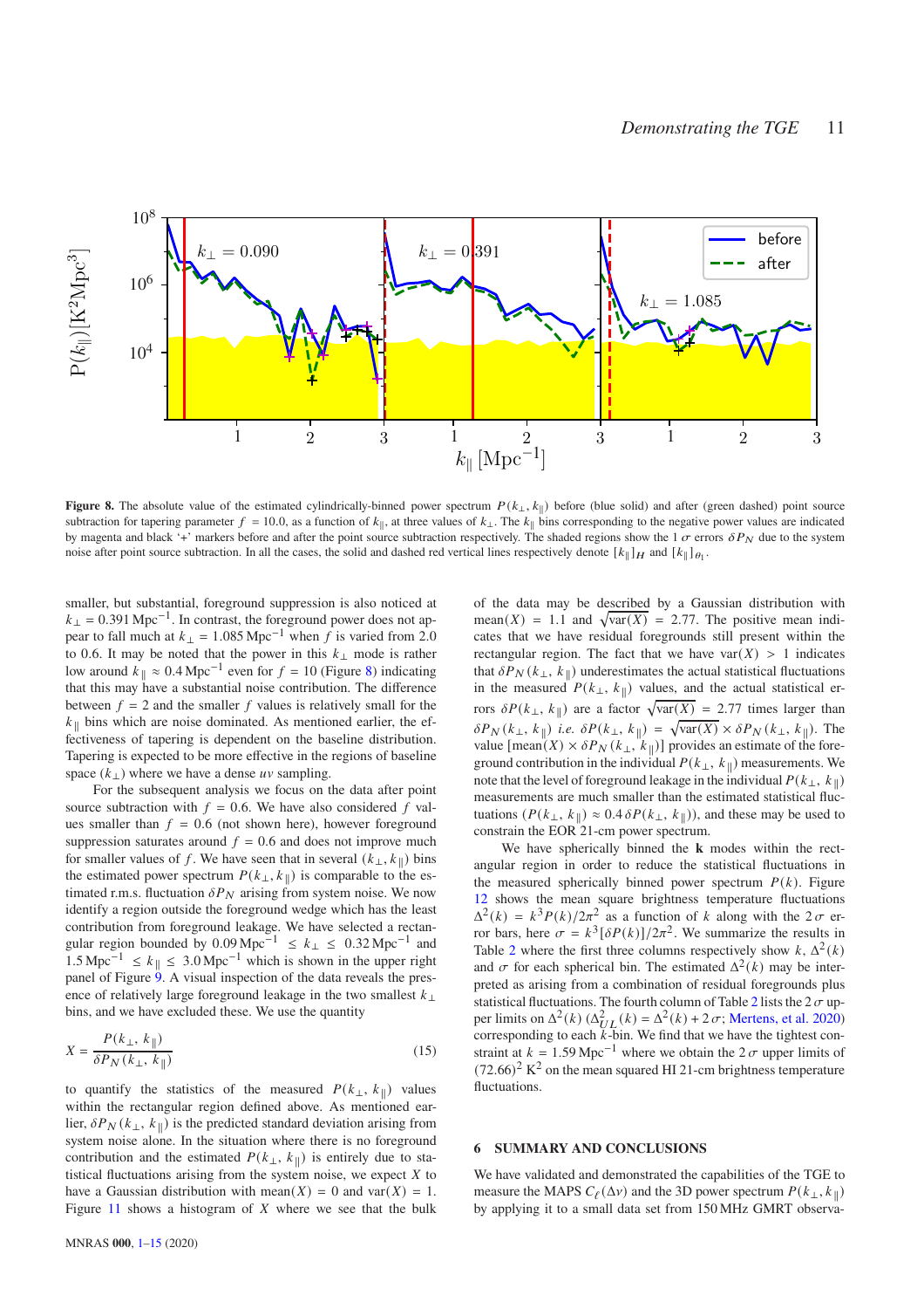**Figure 8.** The absolute value of the estimated cylindrically-binned power spectrum $P(k_\perp, k_\parallel)$ before (blue solid) and after (green dashed) point source subtraction for tapering parameter $f = 10.0$, as a function of $k_\parallel$, at three values of $k_\perp$. The $k_\parallel$ bins corresponding to the negative power values are indicated by magenta and black '+' markers before and after the point source subtraction respectively. The shaded regions show the 1 $\sigma$ errors $\delta P_N$ due to the system noise after point source subtraction. In all the cases, the solid and dashed red vertical lines respectively denote $[k_\parallel]_H$ and $[k_\parallel]_{\theta_1}$.

smaller, but substantial, foreground suppression is also noticed at $k_\perp = 0.391\,\mathrm{Mpc}^{-1}$. In contrast, the foreground power does not appear to fall much at $k_\perp = 1.085\,\mathrm{Mpc}^{-1}$ when $f$ is varied from 2.0 to 0.6. It may be noted that the power in this $k_\perp$ mode is rather low around $k_\parallel \approx 0.4\,\mathrm{Mpc}^{-1}$ even for $f = 10$ (Figure 8) indicating that this may have a substantial noise contribution. The difference between $f = 2$ and the smaller $f$ values is relatively small for the $k_\parallel$ bins which are noise dominated. As mentioned earlier, the effectiveness of tapering is dependent on the baseline distribution. Tapering is expected to be more effective in the regions of baseline space ($k_\perp$) where we have a dense *uv* sampling.

For the subsequent analysis we focus on the data after point source subtraction with $f = 0.6$. We have also considered $f$ values smaller than $f = 0.6$ (not shown here), however foreground suppression saturates around $f = 0.6$ and does not improve much for smaller values of $f$. We have seen that in several $(k_\perp, k_\parallel)$ bins the estimated power spectrum $P(k_\perp, k_\parallel)$ is comparable to the estimated r.m.s. fluctuation $\delta P_N$ arising from system noise. We now identify a region outside the foreground wedge which has the least contribution from foreground leakage. We have selected a rectangular region bounded by $0.09\,\mathrm{Mpc}^{-1} \leq k_\perp \leq 0.32\,\mathrm{Mpc}^{-1}$ and $1.5\,\mathrm{Mpc}^{-1} \leq k_\parallel \leq 3.0\,\mathrm{Mpc}^{-1}$ which is shown in the upper right panel of Figure 9. A visual inspection of the data reveals the presence of relatively large foreground leakage in the two smallest $k_\perp$ bins, and we have excluded these. We use the quantity

$$X = \frac{P(k_\perp, k_\parallel)}{\delta P_N(k_\perp, k_\parallel)} \tag{15}$$

to quantify the statistics of the measured $P(k_\perp, k_\parallel)$ values within the rectangular region defined above. As mentioned earlier, $\delta P_N(k_\perp, k_\parallel)$ is the predicted standard deviation arising from system noise alone. In the situation where there is no foreground contribution and the estimated $P(k_\perp, k_\parallel)$ is entirely due to statistical fluctuations arising from the system noise, we expect $X$ to have a Gaussian distribution with mean$(X) = 0$ and var$(X) = 1$. Figure 11 shows a histogram of $X$ where we see that the bulk of the data may be described by a Gaussian distribution with mean$(X) = 1.1$ and $\sqrt{\mathrm{var}(X)} = 2.77$. The positive mean indicates that we have residual foregrounds still present within the rectangular region. The fact that we have var$(X) > 1$ indicates that $\delta P_N(k_\perp, k_\parallel)$ underestimates the actual statistical fluctuations in the measured $P(k_\perp, k_\parallel)$ values, and the actual statistical errors $\delta P(k_\perp, k_\parallel)$ are a factor $\sqrt{\mathrm{var}(X)} = 2.77$ times larger than $\delta P_N(k_\perp, k_\parallel)$ *i.e.* $\delta P(k_\perp, k_\parallel) = \sqrt{\mathrm{var}(X)} \times \delta P_N(k_\perp, k_\parallel)$. The value $[\mathrm{mean}(X) \times \delta P_N(k_\perp, k_\parallel)]$ provides an estimate of the foreground contribution in the individual $P(k_\perp, k_\parallel)$ measurements. We note that the level of foreground leakage in the individual $P(k_\perp, k_\parallel)$ measurements are much smaller than the estimated statistical fluctuations $(P(k_\perp, k_\parallel) \approx 0.4\,\delta P(k_\perp, k_\parallel))$, and these may be used to constrain the EOR 21-cm power spectrum.

We have spherically binned the $\mathbf{k}$ modes within the rectangular region in order to reduce the statistical fluctuations in the measured spherically binned power spectrum $P(k)$. Figure 12 shows the mean square brightness temperature fluctuations $\Delta^2(k) = k^3 P(k)/2\pi^2$ as a function of $k$ along with the $2\,\sigma$ error bars, here $\sigma = k^3[\delta P(k)]/2\pi^2$. We summarize the results in Table 2 where the first three columns respectively show $k$, $\Delta^2(k)$ and $\sigma$ for each spherical bin. The estimated $\Delta^2(k)$ may be interpreted as arising from a combination of residual foregrounds plus statistical fluctuations. The fourth column of Table 2 lists the $2\,\sigma$ upper limits on $\Delta^2(k)$ ($\Delta^2_{UL}(k) = \Delta^2(k) + 2\,\sigma$; Mertens, et al. 2020) corresponding to each $k$-bin. We find that we have the tightest constraint at $k = 1.59\,\mathrm{Mpc}^{-1}$ where we obtain the $2\,\sigma$ upper limits of $(72.66)^2\,\mathrm{K}^2$ on the mean squared HI 21-cm brightness temperature fluctuations.

## 6 SUMMARY AND CONCLUSIONS

We have validated and demonstrated the capabilities of the TGE to measure the MAPS $C_\ell(\Delta\nu)$ and the 3D power spectrum $P(k_\perp, k_\parallel)$ by applying it to a small data set from 150 MHz GMRT observa-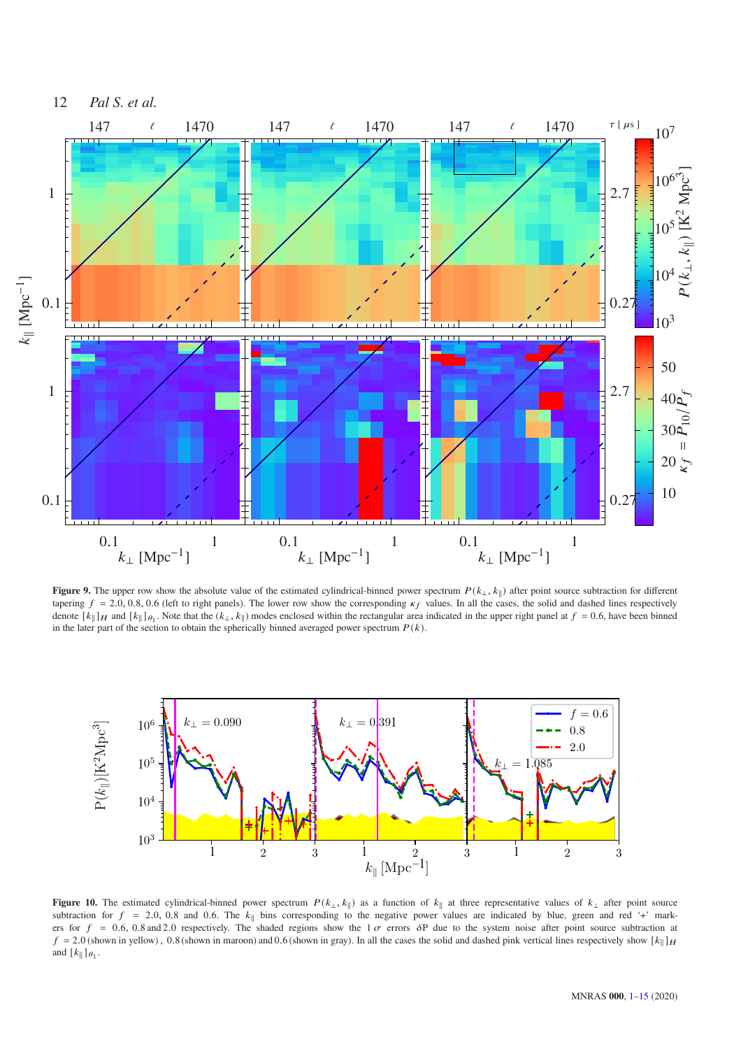**Figure 9.** The upper row show the absolute value of the estimated cylindrical-binned power spectrum $P(k_\perp, k_\parallel)$ after point source subtraction for different tapering $f = 2.0, 0.8, 0.6$ (left to right panels). The lower row show the corresponding $\kappa_f$ values. In all the cases, the solid and dashed lines respectively denote $[k_\parallel]_H$ and $[k_\parallel]_{\theta_1}$. Note that the $(k_\perp, k_\parallel)$ modes enclosed within the rectangular area indicated in the upper right panel at $f = 0.6$, have been binned in the later part of the section to obtain the spherically binned averaged power spectrum $P(k)$.

**Figure 10.** The estimated cylindrical-binned power spectrum $P(k_\perp, k_\parallel)$ as a function of $k_\parallel$ at three representative values of $k_\perp$ after point source subtraction for $f = 2.0$, $0.8$ and $0.6$. The $k_\parallel$ bins corresponding to the negative power values are indicated by blue, green and red '+' markers for $f = 0.6$, $0.8$ and $2.0$ respectively. The shaded regions show the $1\,\sigma$ errors $\delta$P due to the system noise after point source subtraction at $f = 2.0$ (shown in yellow), $0.8$ (shown in maroon) and $0.6$ (shown in gray). In all the cases the solid and dashed pink vertical lines respectively show $[k_\parallel]_H$ and $[k_\parallel]_{\theta_1}$.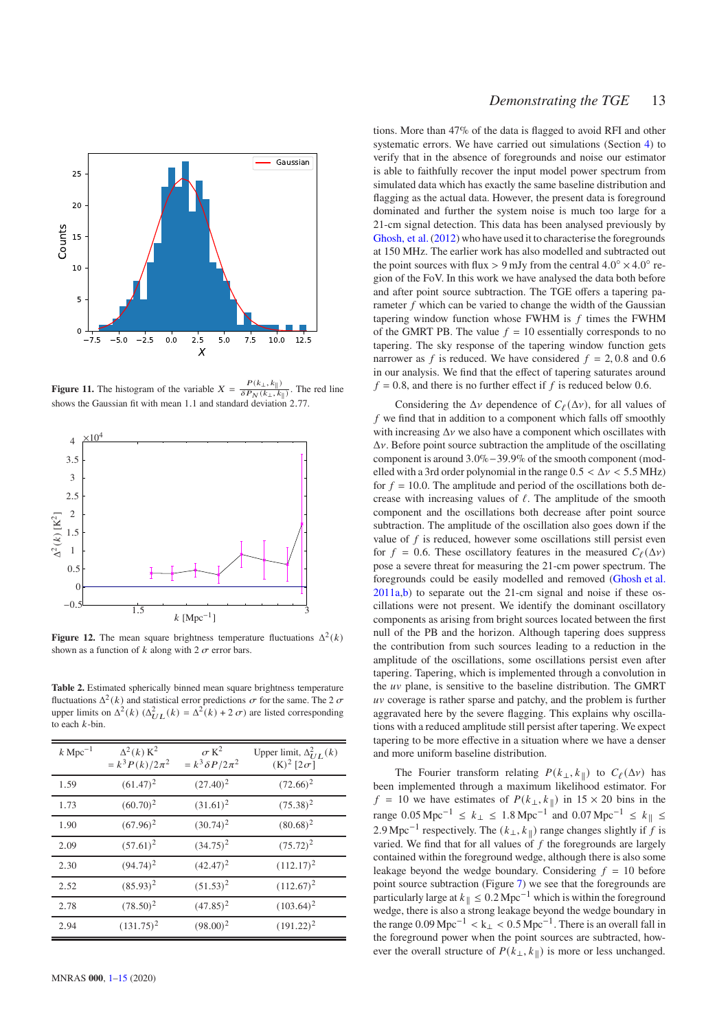**Figure 11.** The histogram of the variable $X = \frac{P(k_\perp, k_\parallel)}{\delta P_N(k_\perp, k_\parallel)}$. The red line shows the Gaussian fit with mean 1.1 and standard deviation 2.77.

**Figure 12.** The mean square brightness temperature fluctuations $\Delta^2(k)$ shown as a function of $k$ along with 2 $\sigma$ error bars.

**Table 2.** Estimated spherically binned mean square brightness temperature fluctuations $\Delta^2(k)$ and statistical error predictions $\sigma$ for the same. The 2 $\sigma$ upper limits on $\Delta^2(k)$ ($\Delta^2_{UL}(k) = \Delta^2(k) + 2\,\sigma$) are listed corresponding to each $k$-bin.

| $k$ Mpc$^{-1}$ | $\Delta^2(k)$ K$^2$ $= k^3P(k)/2\pi^2$ | $\sigma$ K$^2$ $= k^3\delta P/2\pi^2$ | Upper limit, $\Delta^2_{UL}(k)$ (K)$^2$ [$2\sigma$] |
|---|---|---|---|
| 1.59 | $(61.47)^2$ | $(27.40)^2$ | $(72.66)^2$ |
| 1.73 | $(60.70)^2$ | $(31.61)^2$ | $(75.38)^2$ |
| 1.90 | $(67.96)^2$ | $(30.74)^2$ | $(80.68)^2$ |
| 2.09 | $(57.61)^2$ | $(34.75)^2$ | $(75.72)^2$ |
| 2.30 | $(94.74)^2$ | $(42.47)^2$ | $(112.17)^2$ |
| 2.52 | $(85.93)^2$ | $(51.53)^2$ | $(112.67)^2$ |
| 2.78 | $(78.50)^2$ | $(47.85)^2$ | $(103.64)^2$ |
| 2.94 | $(131.75)^2$ | $(98.00)^2$ | $(191.22)^2$ |

tions. More than 47% of the data is flagged to avoid RFI and other systematic errors. We have carried out simulations (Section 4) to verify that in the absence of foregrounds and noise our estimator is able to faithfully recover the input model power spectrum from simulated data which has exactly the same baseline distribution and flagging as the actual data. However, the present data is foreground dominated and further the system noise is much too large for a 21-cm signal detection. This data has been analysed previously by Ghosh, et al. (2012) who have used it to characterise the foregrounds at 150 MHz. The earlier work has also modelled and subtracted out the point sources with flux > 9 mJy from the central $4.0° \times 4.0°$ region of the FoV. In this work we have analysed the data both before and after point source subtraction. The TGE offers a tapering parameter $f$ which can be varied to change the width of the Gaussian tapering window function whose FWHM is $f$ times the FWHM of the GMRT PB. The value $f = 10$ essentially corresponds to no tapering. The sky response of the tapering window function gets narrower as $f$ is reduced. We have considered $f = 2, 0.8$ and $0.6$ in our analysis. We find that the effect of tapering saturates around $f = 0.8$, and there is no further effect if $f$ is reduced below 0.6.

Considering the $\Delta\nu$ dependence of $C_\ell(\Delta\nu)$, for all values of $f$ we find that in addition to a component which falls off smoothly with increasing $\Delta\nu$ we also have a component which oscillates with $\Delta\nu$. Before point source subtraction the amplitude of the oscillating component is around 3.0%−39.9% of the smooth component (modelled with a 3rd order polynomial in the range $0.5 < \Delta\nu < 5.5$ MHz) for $f = 10.0$. The amplitude and period of the oscillations both decrease with increasing values of $\ell$. The amplitude of the smooth component and the oscillations both decrease after point source subtraction. The amplitude of the oscillation also goes down if the value of $f$ is reduced, however some oscillations still persist even for $f = 0.6$. These oscillatory features in the measured $C_\ell(\Delta\nu)$ pose a severe threat for measuring the 21-cm power spectrum. The foregrounds could be easily modelled and removed (Ghosh et al. 2011a,b) to separate out the 21-cm signal and noise if these oscillations were not present. We identify the dominant oscillatory components as arising from bright sources located between the first null of the PB and the horizon. Although tapering does suppress the contribution from such sources leading to a reduction in the amplitude of the oscillations, some oscillations persist even after tapering. Tapering, which is implemented through a convolution in the $uv$ plane, is sensitive to the baseline distribution. The GMRT $uv$ coverage is rather sparse and patchy, and the problem is further aggravated here by the severe flagging. This explains why oscillations with a reduced amplitude still persist after tapering. We expect tapering to be more effective in a situation where we have a denser and more uniform baseline distribution.

The Fourier transform relating $P(k_\perp, k_\parallel)$ to $C_\ell(\Delta\nu)$ has been implemented through a maximum likelihood estimator. For $f = 10$ we have estimates of $P(k_\perp, k_\parallel)$ in $15 \times 20$ bins in the range $0.05\,\text{Mpc}^{-1} \le k_\perp \le 1.8\,\text{Mpc}^{-1}$ and $0.07\,\text{Mpc}^{-1} \le k_\parallel \le 2.9\,\text{Mpc}^{-1}$ respectively. The $(k_\perp, k_\parallel)$ range changes slightly if $f$ is varied. We find that for all values of $f$ the foregrounds are largely contained within the foreground wedge, although there is also some leakage beyond the wedge boundary. Considering $f = 10$ before point source subtraction (Figure 7) we see that the foregrounds are particularly large at $k_\parallel \le 0.2\,\text{Mpc}^{-1}$ which is within the foreground wedge, there is also a strong leakage beyond the wedge boundary in the range $0.09\,\text{Mpc}^{-1} < k_\perp < 0.5\,\text{Mpc}^{-1}$. There is an overall fall in the foreground power when the point sources are subtracted, however the overall structure of $P(k_\perp, k_\parallel)$ is more or less unchanged.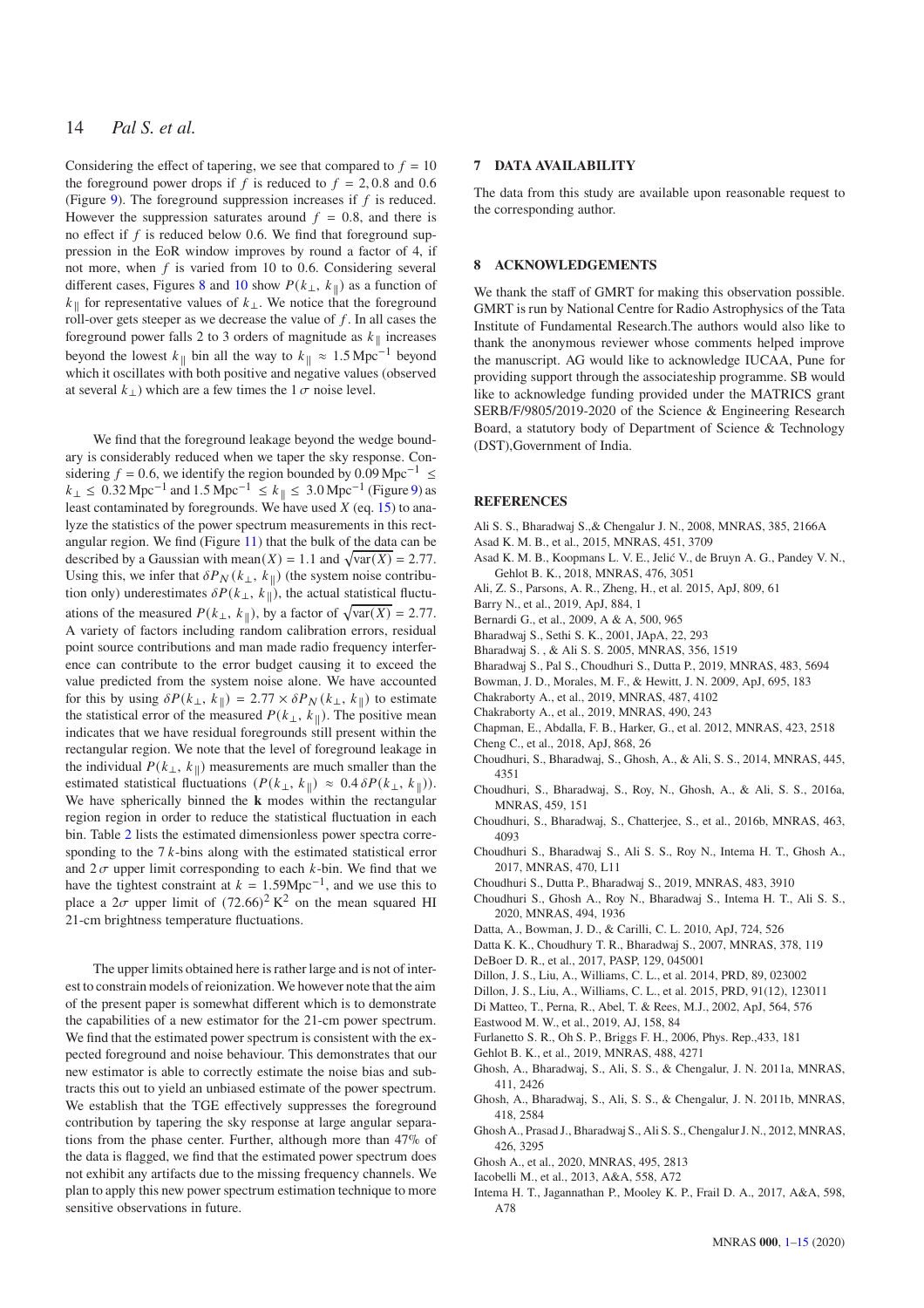Considering the effect of tapering, we see that compared to $f = 10$ the foreground power drops if $f$ is reduced to $f = 2, 0.8$ and $0.6$ (Figure 9). The foreground suppression increases if $f$ is reduced. However the suppression saturates around $f = 0.8$, and there is no effect if $f$ is reduced below 0.6. We find that foreground suppression in the EoR window improves by round a factor of 4, if not more, when $f$ is varied from 10 to 0.6. Considering several different cases, Figures 8 and 10 show $P(k_\perp, k_\parallel)$ as a function of $k_\parallel$ for representative values of $k_\perp$. We notice that the foreground roll-over gets steeper as we decrease the value of $f$. In all cases the foreground power falls 2 to 3 orders of magnitude as $k_\parallel$ increases beyond the lowest $k_\parallel$ bin all the way to $k_\parallel \approx 1.5\,\mathrm{Mpc}^{-1}$ beyond which it oscillates with both positive and negative values (observed at several $k_\perp$) which are a few times the $1\,\sigma$ noise level.

We find that the foreground leakage beyond the wedge boundary is considerably reduced when we taper the sky response. Considering $f = 0.6$, we identify the region bounded by $0.09\,\mathrm{Mpc}^{-1} \leq k_\perp \leq 0.32\,\mathrm{Mpc}^{-1}$ and $1.5\,\mathrm{Mpc}^{-1} \leq k_\parallel \leq 3.0\,\mathrm{Mpc}^{-1}$ (Figure 9) as least contaminated by foregrounds. We have used $X$ (eq. 15) to analyze the statistics of the power spectrum measurements in this rectangular region. We find (Figure 11) that the bulk of the data can be described by a Gaussian with $\mathrm{mean}(X) = 1.1$ and $\sqrt{\mathrm{var}(X)} = 2.77$. Using this, we infer that $\delta P_N(k_\perp, k_\parallel)$ (the system noise contribution only) underestimates $\delta P(k_\perp, k_\parallel)$, the actual statistical fluctuations of the measured $P(k_\perp, k_\parallel)$, by a factor of $\sqrt{\mathrm{var}(X)} = 2.77$. A variety of factors including random calibration errors, residual point source contributions and man made radio frequency interference can contribute to the error budget causing it to exceed the value predicted from the system noise alone. We have accounted for this by using $\delta P(k_\perp, k_\parallel) = 2.77 \times \delta P_N(k_\perp, k_\parallel)$ to estimate the statistical error of the measured $P(k_\perp, k_\parallel)$. The positive mean indicates that we have residual foregrounds still present within the rectangular region. We note that the level of foreground leakage in the individual $P(k_\perp, k_\parallel)$ measurements are much smaller than the estimated statistical fluctuations ($P(k_\perp, k_\parallel) \approx 0.4\,\delta P(k_\perp, k_\parallel)$). We have spherically binned the $\mathbf{k}$ modes within the rectangular region region in order to reduce the statistical fluctuation in each bin. Table 2 lists the estimated dimensionless power spectra corresponding to the 7 $k$-bins along with the estimated statistical error and $2\,\sigma$ upper limit corresponding to each $k$-bin. We find that we have the tightest constraint at $k = 1.59\mathrm{Mpc}^{-1}$, and we use this to place a $2\sigma$ upper limit of $(72.66)^2\,\mathrm{K}^2$ on the mean squared HI 21-cm brightness temperature fluctuations.

The upper limits obtained here is rather large and is not of interest to constrain models of reionization. We however note that the aim of the present paper is somewhat different which is to demonstrate the capabilities of a new estimator for the 21-cm power spectrum. We find that the estimated power spectrum is consistent with the expected foreground and noise behaviour. This demonstrates that our new estimator is able to correctly estimate the noise bias and subtracts this out to yield an unbiased estimate of the power spectrum. We establish that the TGE effectively suppresses the foreground contribution by tapering the sky response at large angular separations from the phase center. Further, although more than 47% of the data is flagged, we find that the estimated power spectrum does not exhibit any artifacts due to the missing frequency channels. We plan to apply this new power spectrum estimation technique to more sensitive observations in future.

## 7 DATA AVAILABILITY

The data from this study are available upon reasonable request to the corresponding author.

## 8 ACKNOWLEDGEMENTS

We thank the staff of GMRT for making this observation possible. GMRT is run by National Centre for Radio Astrophysics of the Tata Institute of Fundamental Research.The authors would also like to thank the anonymous reviewer whose comments helped improve the manuscript. AG would like to acknowledge IUCAA, Pune for providing support through the associateship programme. SB would like to acknowledge funding provided under the MATRICS grant SERB/F/9805/2019-2020 of the Science & Engineering Research Board, a statutory body of Department of Science & Technology (DST),Government of India.

## REFERENCES

Ali S. S., Bharadwaj S.,& Chengalur J. N., 2008, MNRAS, 385, 2166A

Asad K. M. B., et al., 2015, MNRAS, 451, 3709

Asad K. M. B., Koopmans L. V. E., Jelić V., de Bruyn A. G., Pandey V. N., Gehlot B. K., 2018, MNRAS, 476, 3051

Ali, Z. S., Parsons, A. R., Zheng, H., et al. 2015, ApJ, 809, 61

Barry N., et al., 2019, ApJ, 884, 1

Bernardi G., et al., 2009, A & A, 500, 965

Bharadwaj S., Sethi S. K., 2001, JApA, 22, 293

Bharadwaj S. , & Ali S. S. 2005, MNRAS, 356, 1519

Bharadwaj S., Pal S., Choudhuri S., Dutta P., 2019, MNRAS, 483, 5694

Bowman, J. D., Morales, M. F., & Hewitt, J. N. 2009, ApJ, 695, 183

Chakraborty A., et al., 2019, MNRAS, 487, 4102

Chakraborty A., et al., 2019, MNRAS, 490, 243

Chapman, E., Abdalla, F. B., Harker, G., et al. 2012, MNRAS, 423, 2518

Cheng C., et al., 2018, ApJ, 868, 26

Choudhuri, S., Bharadwaj, S., Ghosh, A., & Ali, S. S., 2014, MNRAS, 445, 4351

Choudhuri, S., Bharadwaj, S., Roy, N., Ghosh, A., & Ali, S. S., 2016a, MNRAS, 459, 151

Choudhuri, S., Bharadwaj, S., Chatterjee, S., et al., 2016b, MNRAS, 463, 4093

Choudhuri S., Bharadwaj S., Ali S. S., Roy N., Intema H. T., Ghosh A., 2017, MNRAS, 470, L11

Choudhuri S., Dutta P., Bharadwaj S., 2019, MNRAS, 483, 3910

Choudhuri S., Ghosh A., Roy N., Bharadwaj S., Intema H. T., Ali S. S., 2020, MNRAS, 494, 1936

Datta, A., Bowman, J. D., & Carilli, C. L. 2010, ApJ, 724, 526

Datta K. K., Choudhury T. R., Bharadwaj S., 2007, MNRAS, 378, 119

DeBoer D. R., et al., 2017, PASP, 129, 045001

Dillon, J. S., Liu, A., Williams, C. L., et al. 2014, PRD, 89, 023002

Dillon, J. S., Liu, A., Williams, C. L., et al. 2015, PRD, 91(12), 123011

Di Matteo, T., Perna, R., Abel, T. & Rees, M.J., 2002, ApJ, 564, 576

Eastwood M. W., et al., 2019, AJ, 158, 84

Furlanetto S. R., Oh S. P., Briggs F. H., 2006, Phys. Rep.,433, 181

Gehlot B. K., et al., 2019, MNRAS, 488, 4271

Ghosh, A., Bharadwaj, S., Ali, S. S., & Chengalur, J. N. 2011a, MNRAS, 411, 2426

Ghosh, A., Bharadwaj, S., Ali, S. S., & Chengalur, J. N. 2011b, MNRAS, 418, 2584

Ghosh A., Prasad J., Bharadwaj S., Ali S. S., Chengalur J. N., 2012, MNRAS, 426, 3295

Ghosh A., et al., 2020, MNRAS, 495, 2813

Iacobelli M., et al., 2013, A&A, 558, A72

Intema H. T., Jagannathan P., Mooley K. P., Frail D. A., 2017, A&A, 598, A78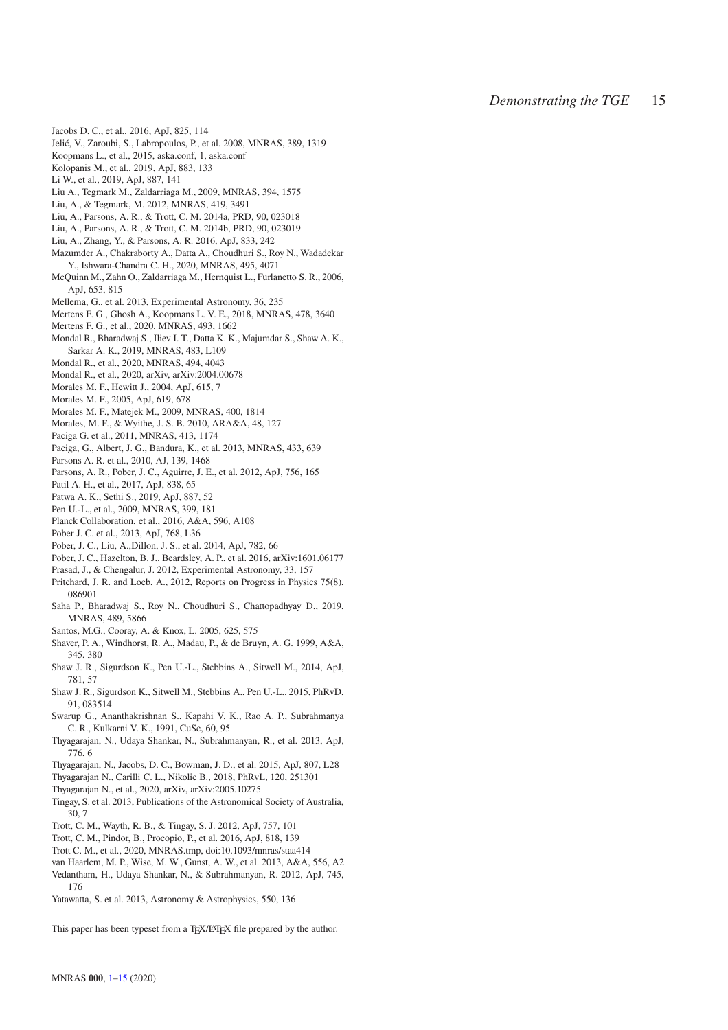Jacobs D. C., et al., 2016, ApJ, 825, 114

Jelić, V., Zaroubi, S., Labropoulos, P., et al. 2008, MNRAS, 389, 1319

Koopmans L., et al., 2015, aska.conf, 1, aska.conf

Kolopanis M., et al., 2019, ApJ, 883, 133

Li W., et al., 2019, ApJ, 887, 141

Liu A., Tegmark M., Zaldarriaga M., 2009, MNRAS, 394, 1575

Liu, A., & Tegmark, M. 2012, MNRAS, 419, 3491

Liu, A., Parsons, A. R., & Trott, C. M. 2014a, PRD, 90, 023018

Liu, A., Parsons, A. R., & Trott, C. M. 2014b, PRD, 90, 023019

Liu, A., Zhang, Y., & Parsons, A. R. 2016, ApJ, 833, 242

Mazumder A., Chakraborty A., Datta A., Choudhuri S., Roy N., Wadadekar Y., Ishwara-Chandra C. H., 2020, MNRAS, 495, 4071

McQuinn M., Zahn O., Zaldarriaga M., Hernquist L., Furlanetto S. R., 2006, ApJ, 653, 815

Mellema, G., et al. 2013, Experimental Astronomy, 36, 235

Mertens F. G., Ghosh A., Koopmans L. V. E., 2018, MNRAS, 478, 3640

Mertens F. G., et al., 2020, MNRAS, 493, 1662

Mondal R., Bharadwaj S., Iliev I. T., Datta K. K., Majumdar S., Shaw A. K., Sarkar A. K., 2019, MNRAS, 483, L109

Mondal R., et al., 2020, MNRAS, 494, 4043

Mondal R., et al., 2020, arXiv, arXiv:2004.00678

Morales M. F., Hewitt J., 2004, ApJ, 615, 7

Morales M. F., 2005, ApJ, 619, 678

Morales M. F., Matejek M., 2009, MNRAS, 400, 1814

Morales, M. F., & Wyithe, J. S. B. 2010, ARA&A, 48, 127

Paciga G. et al., 2011, MNRAS, 413, 1174

Paciga, G., Albert, J. G., Bandura, K., et al. 2013, MNRAS, 433, 639

Parsons A. R. et al., 2010, AJ, 139, 1468

Parsons, A. R., Pober, J. C., Aguirre, J. E., et al. 2012, ApJ, 756, 165

Patil A. H., et al., 2017, ApJ, 838, 65

Patwa A. K., Sethi S., 2019, ApJ, 887, 52

Pen U.-L., et al., 2009, MNRAS, 399, 181

Planck Collaboration, et al., 2016, A&A, 596, A108

Pober J. C. et al., 2013, ApJ, 768, L36

Pober, J. C., Liu, A.,Dillon, J. S., et al. 2014, ApJ, 782, 66

Pober, J. C., Hazelton, B. J., Beardsley, A. P., et al. 2016, arXiv:1601.06177

Prasad, J., & Chengalur, J. 2012, Experimental Astronomy, 33, 157

Pritchard, J. R. and Loeb, A., 2012, Reports on Progress in Physics 75(8), 086901

Saha P., Bharadwaj S., Roy N., Choudhuri S., Chattopadhyay D., 2019, MNRAS, 489, 5866

Santos, M.G., Cooray, A. & Knox, L. 2005, 625, 575

Shaver, P. A., Windhorst, R. A., Madau, P., & de Bruyn, A. G. 1999, A&A, 345, 380

Shaw J. R., Sigurdson K., Pen U.-L., Stebbins A., Sitwell M., 2014, ApJ, 781, 57

Shaw J. R., Sigurdson K., Sitwell M., Stebbins A., Pen U.-L., 2015, PhRvD, 91, 083514

Swarup G., Ananthakrishnan S., Kapahi V. K., Rao A. P., Subrahmanya C. R., Kulkarni V. K., 1991, CuSc, 60, 95

Thyagarajan, N., Udaya Shankar, N., Subrahmanyan, R., et al. 2013, ApJ, 776, 6

Thyagarajan, N., Jacobs, D. C., Bowman, J. D., et al. 2015, ApJ, 807, L28

Thyagarajan N., Carilli C. L., Nikolic B., 2018, PhRvL, 120, 251301

Thyagarajan N., et al., 2020, arXiv, arXiv:2005.10275

Tingay, S. et al. 2013, Publications of the Astronomical Society of Australia, 30, 7

Trott, C. M., Wayth, R. B., & Tingay, S. J. 2012, ApJ, 757, 101

Trott, C. M., Pindor, B., Procopio, P., et al. 2016, ApJ, 818, 139

Trott C. M., et al., 2020, MNRAS.tmp, doi:10.1093/mnras/staa414

van Haarlem, M. P., Wise, M. W., Gunst, A. W., et al. 2013, A&A, 556, A2

Vedantham, H., Udaya Shankar, N., & Subrahmanyan, R. 2012, ApJ, 745, 176

Yatawatta, S. et al. 2013, Astronomy & Astrophysics, 550, 136

This paper has been typeset from a TEX/LATEX file prepared by the author.